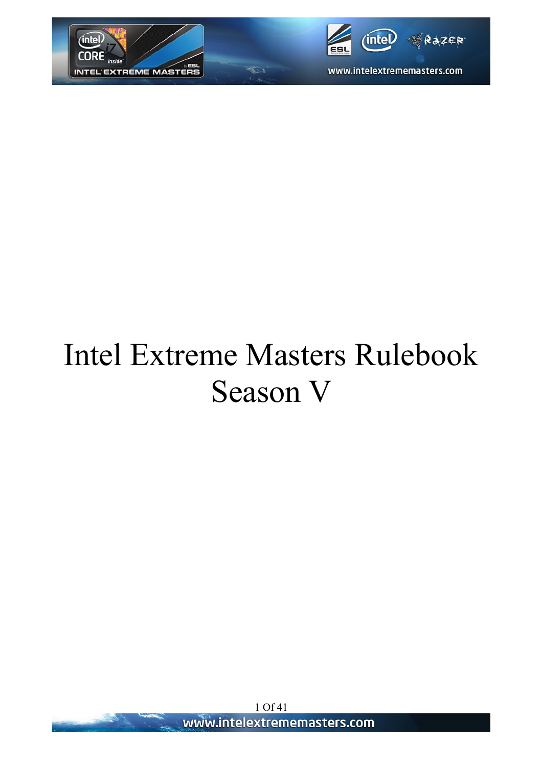# Intel Extreme Masters Rulebook Season V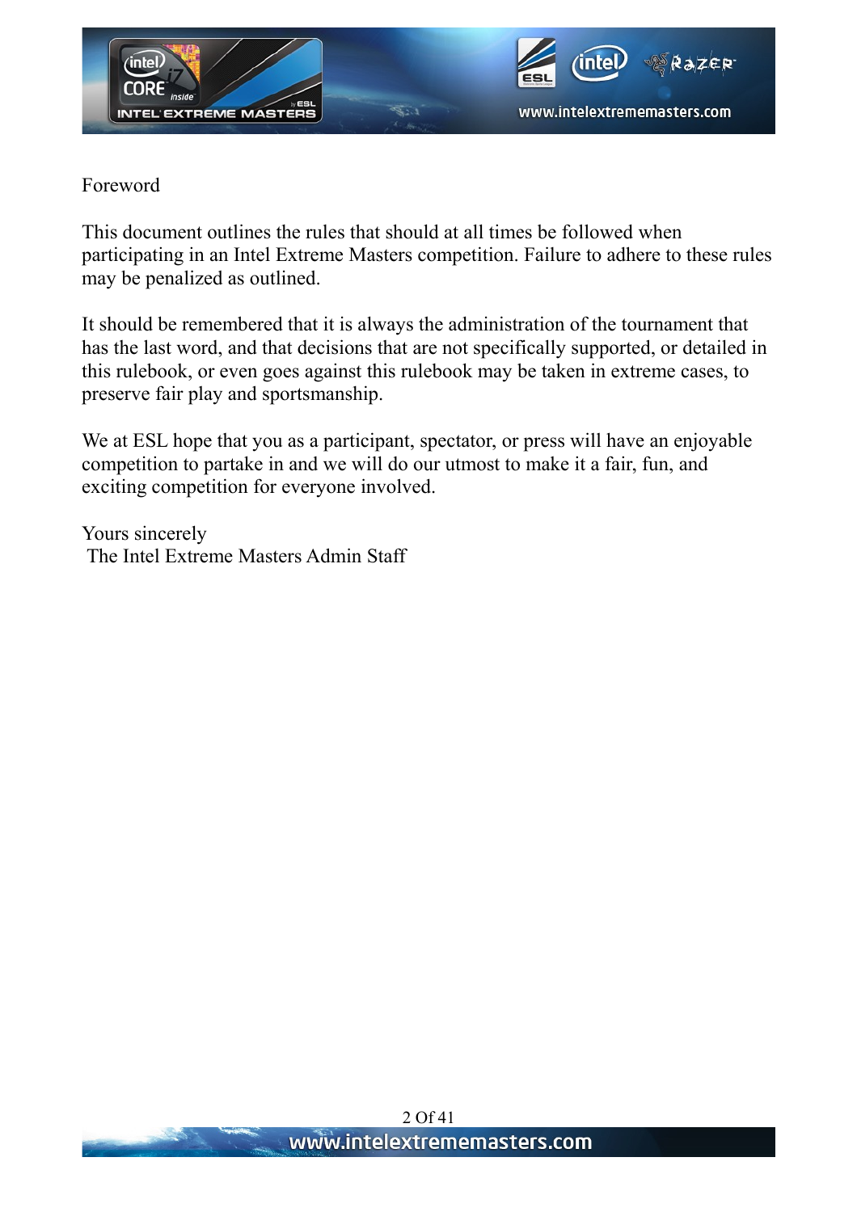# Foreword

This document outlines the rules that should at all times be followed when participating in an Intel Extreme Masters competition. Failure to adhere to these rules may be penalized as outlined.

It should be remembered that it is always the administration of the tournament that has the last word, and that decisions that are not specifically supported, or detailed in this rulebook, or even goes against this rulebook may be taken in extreme cases, to preserve fair play and sportsmanship.

We at ESL hope that you as a participant, spectator, or press will have an enjoyable competition to partake in and we will do our utmost to make it a fair, fun, and exciting competition for everyone involved.

Yours sincerely
The Intel Extreme Masters Admin Staff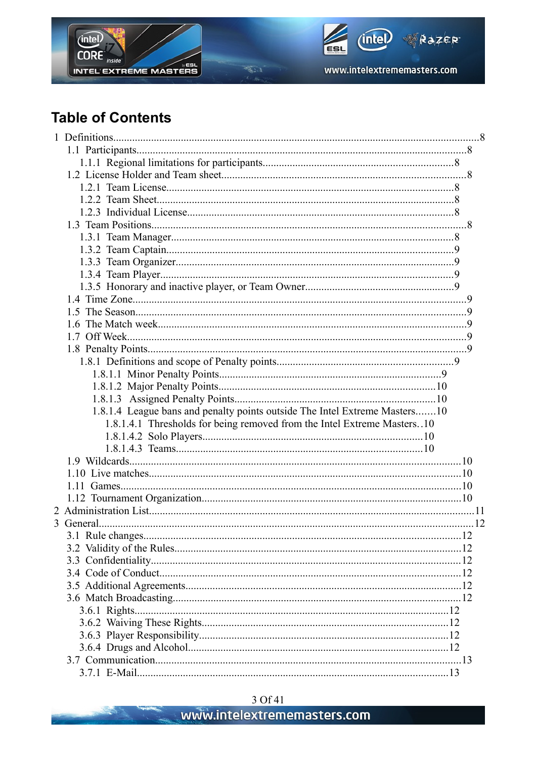# Table of Contents

- 1 Definitions....8
  - 1.1 Participants....8
    - 1.1.1 Regional limitations for participants....8
  - 1.2 License Holder and Team sheet....8
    - 1.2.1 Team License....8
    - 1.2.2 Team Sheet....8
    - 1.2.3 Individual License....8
  - 1.3 Team Positions....8
    - 1.3.1 Team Manager....8
    - 1.3.2 Team Captain....9
    - 1.3.3 Team Organizer....9
    - 1.3.4 Team Player....9
    - 1.3.5 Honorary and inactive player, or Team Owner....9
  - 1.4 Time Zone....9
  - 1.5 The Season....9
  - 1.6 The Match week....9
  - 1.7 Off Week....9
  - 1.8 Penalty Points....9
    - 1.8.1 Definitions and scope of Penalty points....9
      - 1.8.1.1 Minor Penalty Points....9
      - 1.8.1.2 Major Penalty Points....10
      - 1.8.1.3 Assigned Penalty Points....10
      - 1.8.1.4 League bans and penalty points outside The Intel Extreme Masters....10
        - 1.8.1.4.1 Thresholds for being removed from the Intel Extreme Masters..10
        - 1.8.1.4.2 Solo Players....10
        - 1.8.1.4.3 Teams....10
  - 1.9 Wildcards....10
  - 1.10 Live matches....10
  - 1.11 Games....10
  - 1.12 Tournament Organization....10
- 2 Administration List....11
- 3 General....12
  - 3.1 Rule changes....12
  - 3.2 Validity of the Rules....12
  - 3.3 Confidentiality....12
  - 3.4 Code of Conduct....12
  - 3.5 Additional Agreements....12
  - 3.6 Match Broadcasting....12
    - 3.6.1 Rights....12
    - 3.6.2 Waiving These Rights....12
    - 3.6.3 Player Responsibility....12
    - 3.6.4 Drugs and Alcohol....12
  - 3.7 Communication....13
    - 3.7.1 E-Mail....13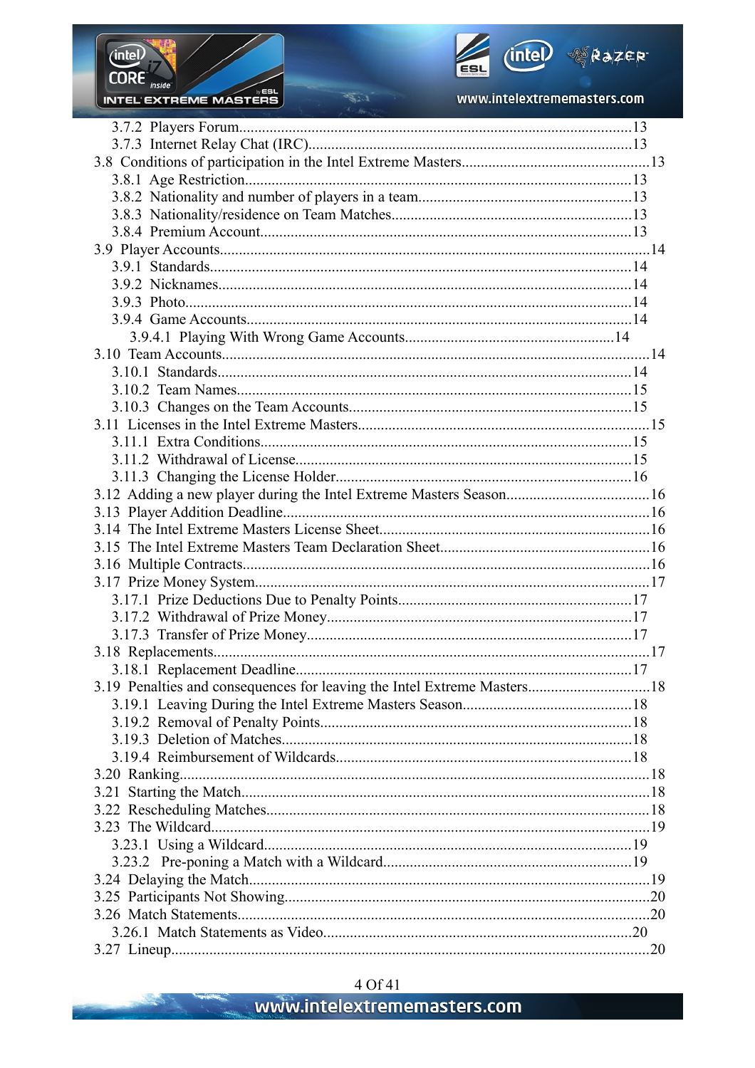3.7.2 Players Forum.....................................................................................................13
3.7.3 Internet Relay Chat (IRC)......................................................................................13
3.8 Conditions of participation in the Intel Extreme Masters.................................................13
3.8.1 Age Restriction.......................................................................................................13
3.8.2 Nationality and number of players in a team.........................................................13
3.8.3 Nationality/residence on Team Matches.................................................................13
3.8.4 Premium Account....................................................................................................13
3.9 Player Accounts.................................................................................................................14
3.9.1 Standards.................................................................................................................14
3.9.2 Nicknames...............................................................................................................14
3.9.3 Photo.......................................................................................................................14
3.9.4 Game Accounts.......................................................................................................14
3.9.4.1 Playing With Wrong Game Accounts.......................................................14
3.10 Team Accounts.................................................................................................................14
3.10.1 Standards...............................................................................................................14
3.10.2 Team Names..........................................................................................................15
3.10.3 Changes on the Team Accounts............................................................................15
3.11 Licenses in the Intel Extreme Masters.............................................................................15
3.11.1 Extra Conditions....................................................................................................15
3.11.2 Withdrawal of License...........................................................................................15
3.11.3 Changing the License Holder................................................................................16
3.12 Adding a new player during the Intel Extreme Masters Season......................................16
3.13 Player Addition Deadline.................................................................................................16
3.14 The Intel Extreme Masters License Sheet........................................................................16
3.15 The Intel Extreme Masters Team Declaration Sheet........................................................16
3.16 Multiple Contracts............................................................................................................16
3.17 Prize Money System........................................................................................................17
3.17.1 Prize Deductions Due to Penalty Points................................................................17
3.17.2 Withdrawal of Prize Money...................................................................................17
3.17.3 Transfer of Prize Money.........................................................................................17
3.18 Replacements...................................................................................................................17
3.18.1 Replacement Deadline...........................................................................................17
3.19 Penalties and consequences for leaving the Intel Extreme Masters.................................18
3.19.1 Leaving During the Intel Extreme Masters Season...............................................18
3.19.2 Removal of Penalty Points.....................................................................................18
3.19.3 Deletion of Matches...............................................................................................18
3.19.4 Reimbursement of Wildcards................................................................................18
3.20 Ranking............................................................................................................................18
3.21 Starting the Match............................................................................................................18
3.22 Rescheduling Matches.....................................................................................................18
3.23 The Wildcard...................................................................................................................19
3.23.1 Using a Wildcard...................................................................................................19
3.23.2 Pre-poning a Match with a Wildcard....................................................................19
3.24 Delaying the Match..........................................................................................................19
3.25 Participants Not Showing.................................................................................................20
3.26 Match Statements.............................................................................................................20
3.26.1 Match Statements as Video....................................................................................20
3.27 Lineup..............................................................................................................................20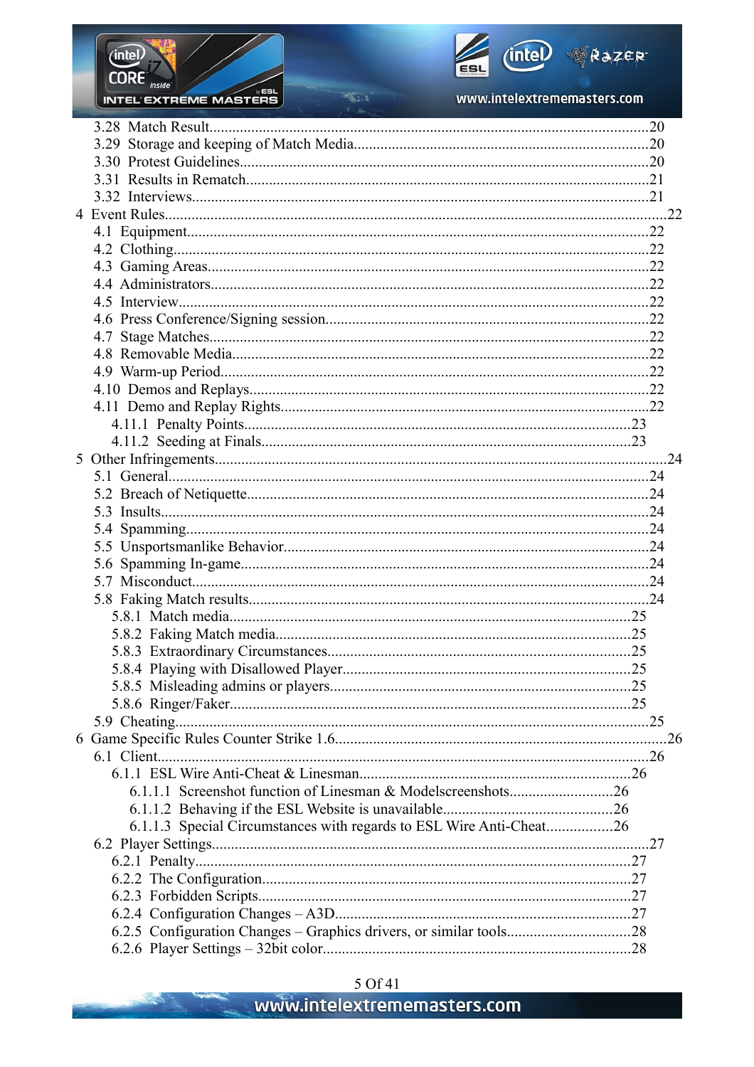3.28 Match Result........................................................................................................20
3.29 Storage and keeping of Match Media...............................................................20
3.30 Protest Guidelines...............................................................................................20
3.31 Results in Rematch..............................................................................................21
3.32 Interviews............................................................................................................21

4 Event Rules.................................................................................................................22
4.1 Equipment...............................................................................................................22
4.2 Clothing...................................................................................................................22
4.3 Gaming Areas..........................................................................................................22
4.4 Administrators.........................................................................................................22
4.5 Interview..................................................................................................................22
4.6 Press Conference/Signing session...........................................................................22
4.7 Stage Matches..........................................................................................................22
4.8 Removable Media....................................................................................................22
4.9 Warm-up Period.......................................................................................................22
4.10 Demos and Replays...............................................................................................22
4.11 Demo and Replay Rights.......................................................................................22
4.11.1 Penalty Points.....................................................................................................23
4.11.2 Seeding at Finals.................................................................................................23

5 Other Infringements....................................................................................................24
5.1 General.....................................................................................................................24
5.2 Breach of Netiquette................................................................................................24
5.3 Insults.......................................................................................................................24
5.4 Spamming................................................................................................................24
5.5 Unsportsmanlike Behavior.......................................................................................24
5.6 Spamming In-game..................................................................................................24
5.7 Misconduct...............................................................................................................24
5.8 Faking Match results................................................................................................24
5.8.1 Match media..........................................................................................................25
5.8.2 Faking Match media..............................................................................................25
5.8.3 Extraordinary Circumstances................................................................................25
5.8.4 Playing with Disallowed Player............................................................................25
5.8.5 Misleading admins or players...............................................................................25
5.8.6 Ringer/Faker..........................................................................................................25
5.9 Cheating....................................................................................................................25

6 Game Specific Rules Counter Strike 1.6.......................................................................26
6.1 Client........................................................................................................................26
6.1.1 ESL Wire Anti-Cheat & Linesman........................................................................26
6.1.1.1 Screenshot function of Linesman & Modelscreenshots......................................26
6.1.1.2 Behaving if the ESL Website is unavailable.......................................................26
6.1.1.3 Special Circumstances with regards to ESL Wire Anti-Cheat............................26
6.2 Player Settings...........................................................................................................27
6.2.1 Penalty....................................................................................................................27
6.2.2 The Configuration..................................................................................................27
6.2.3 Forbidden Scripts...................................................................................................27
6.2.4 Configuration Changes – A3D...............................................................................27
6.2.5 Configuration Changes – Graphics drivers, or similar tools..................................28
6.2.6 Player Settings – 32bit color..................................................................................28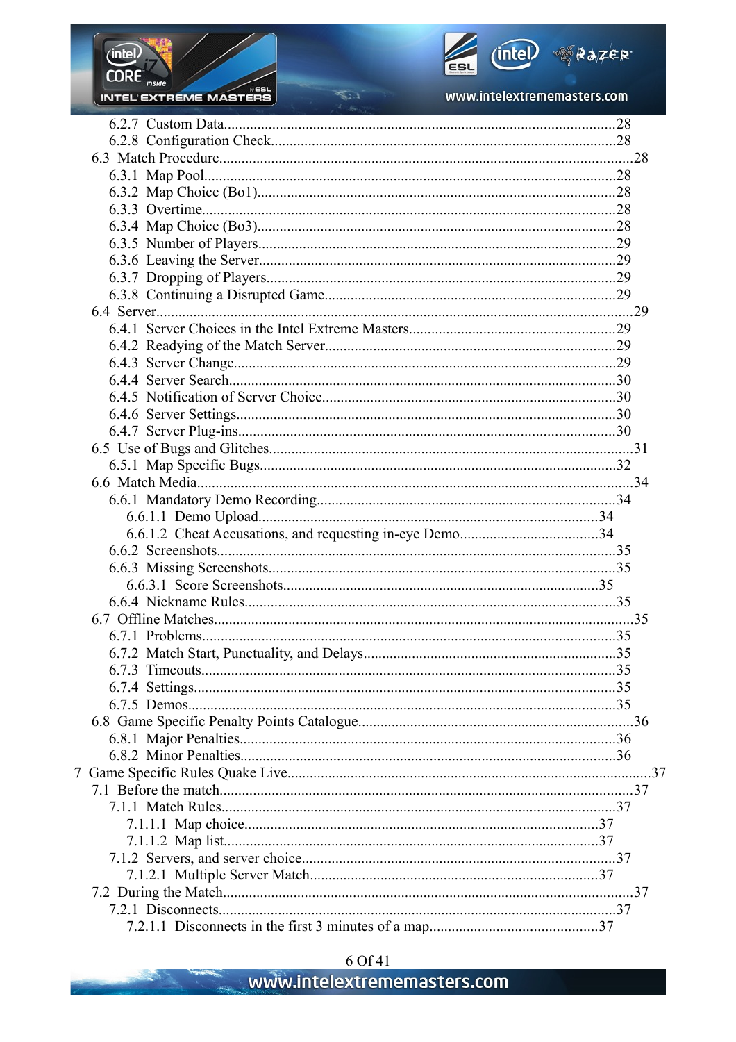6.2.7 Custom Data.......................................................................................28
6.2.8 Configuration Check..........................................................................28
6.3 Match Procedure.....................................................................................28
6.3.1 Map Pool.........................................................................................28
6.3.2 Map Choice (Bo1).............................................................................28
6.3.3 Overtime..........................................................................................28
6.3.4 Map Choice (Bo3).............................................................................28
6.3.5 Number of Players.............................................................................29
6.3.6 Leaving the Server.............................................................................29
6.3.7 Dropping of Players...........................................................................29
6.3.8 Continuing a Disrupted Game..............................................................29
6.4 Server.....................................................................................................29
6.4.1 Server Choices in the Intel Extreme Masters.........................................29
6.4.2 Readying of the Match Server..............................................................29
6.4.3 Server Change....................................................................................29
6.4.4 Server Search.....................................................................................30
6.4.5 Notification of Server Choice...............................................................30
6.4.6 Server Settings...................................................................................30
6.4.7 Server Plug-ins...................................................................................30
6.5 Use of Bugs and Glitches..........................................................................31
6.5.1 Map Specific Bugs..............................................................................32
6.6 Match Media...........................................................................................34
6.6.1 Mandatory Demo Recording................................................................34
6.6.1.1 Demo Upload.............................................................................34
6.6.1.2 Cheat Accusations, and requesting in-eye Demo...............................34
6.6.2 Screenshots........................................................................................35
6.6.3 Missing Screenshots...........................................................................35
6.6.3.1 Score Screenshots.......................................................................35
6.6.4 Nickname Rules..................................................................................35
6.7 Offline Matches........................................................................................35
6.7.1 Problems............................................................................................35
6.7.2 Match Start, Punctuality, and Delays.....................................................35
6.7.3 Timeouts............................................................................................35
6.7.4 Settings..............................................................................................35
6.7.5 Demos...............................................................................................35
6.8 Game Specific Penalty Points Catalogue.....................................................36
6.8.1 Major Penalties...................................................................................36
6.8.2 Minor Penalties...................................................................................36
7 Game Specific Rules Quake Live......................................................................37
7.1 Before the match......................................................................................37
7.1.1 Match Rules........................................................................................37
7.1.1.1 Map choice..................................................................................37
7.1.1.2 Map list.......................................................................................37
7.1.2 Servers, and server choice....................................................................37
7.1.2.1 Multiple Server Match...................................................................37
7.2 During the Match.....................................................................................37
7.2.1 Disconnects.......................................................................................37
7.2.1.1 Disconnects in the first 3 minutes of a map.......................................37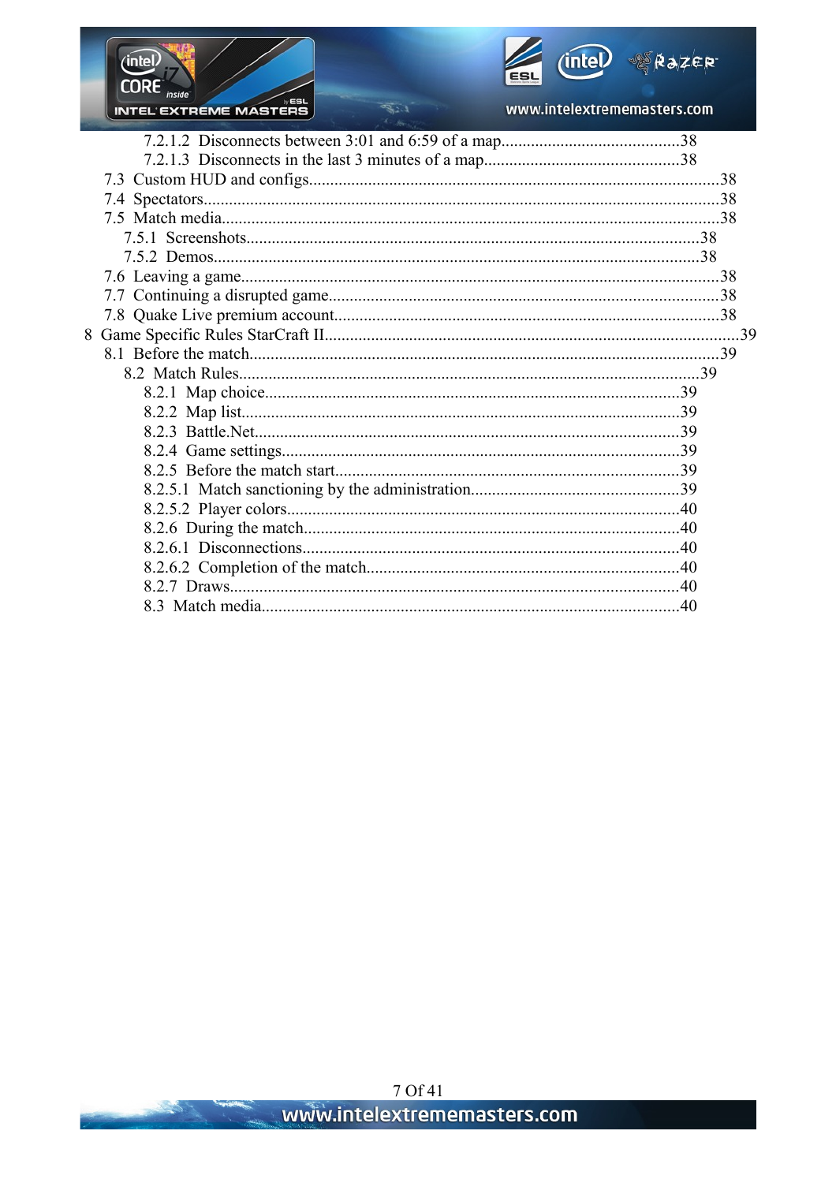7.2.1.2 Disconnects between 3:01 and 6:59 of a map..........................................38

7.2.1.3 Disconnects in the last 3 minutes of a map..............................................38

7.3 Custom HUD and configs..................................................................................38

7.4 Spectators.............................................................................................................38

7.5 Match media..........................................................................................................38

7.5.1 Screenshots.........................................................................................................38

7.5.2 Demos..................................................................................................................38

7.6 Leaving a game......................................................................................................38

7.7 Continuing a disrupted game.................................................................................38

7.8 Quake Live premium account.................................................................................38

8 Game Specific Rules StarCraft II.................................................................................39

8.1 Before the match.....................................................................................................39

8.2 Match Rules..............................................................................................................39

8.2.1 Map choice.........................................................................................................39

8.2.2 Map list................................................................................................................39

8.2.3 Battle.Net.............................................................................................................39

8.2.4 Game settings.....................................................................................................39

8.2.5 Before the match start........................................................................................39

8.2.5.1 Match sanctioning by the administration.................................................39

8.2.5.2 Player colors..................................................................................................40

8.2.6 During the match..................................................................................................40

8.2.6.1 Disconnections................................................................................................40

8.2.6.2 Completion of the match..............................................................................40

8.2.7 Draws......................................................................................................................40

8.3 Match media..................................................................................................................40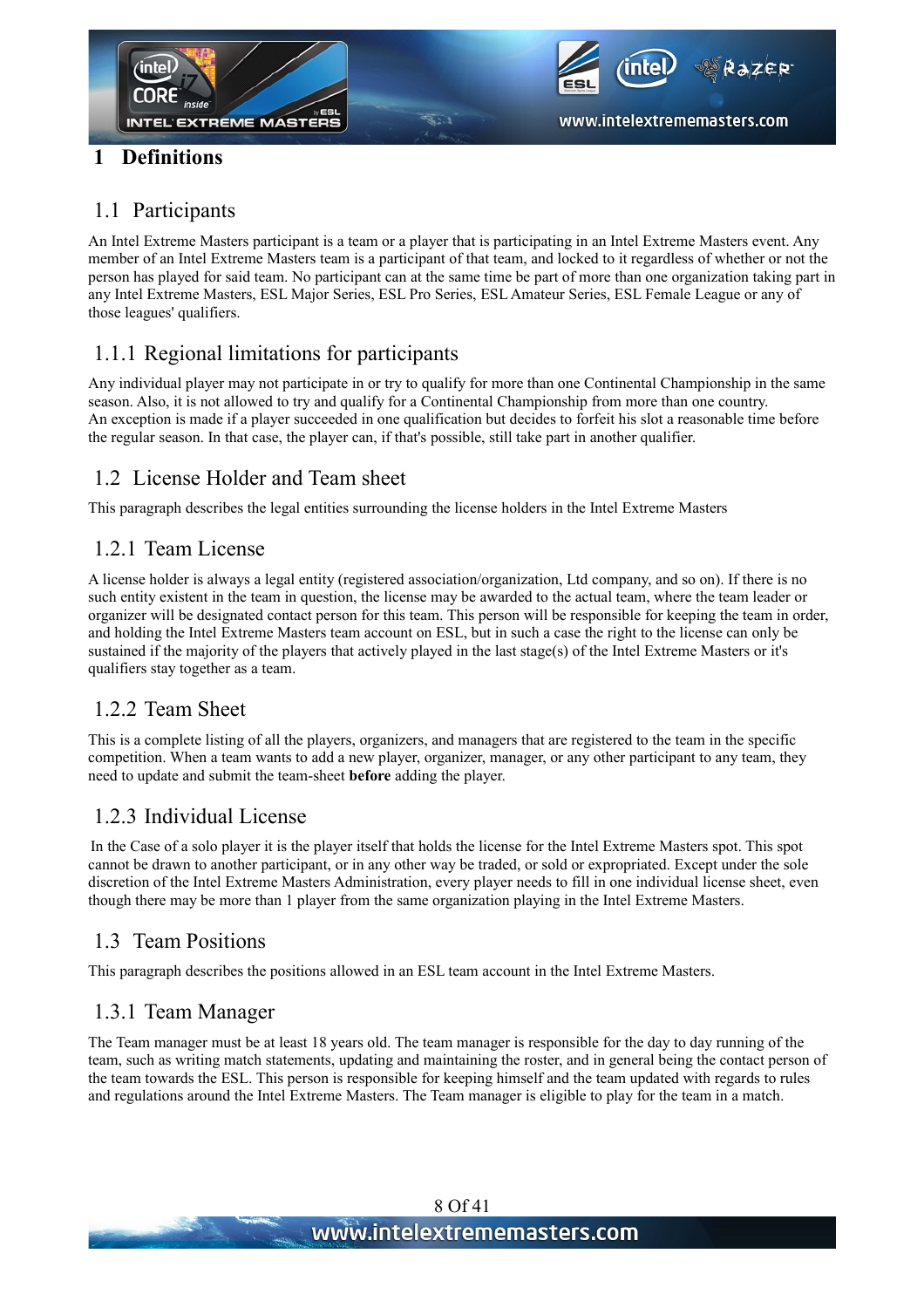# 1 Definitions

## 1.1 Participants

An Intel Extreme Masters participant is a team or a player that is participating in an Intel Extreme Masters event. Any member of an Intel Extreme Masters team is a participant of that team, and locked to it regardless of whether or not the person has played for said team. No participant can at the same time be part of more than one organization taking part in any Intel Extreme Masters, ESL Major Series, ESL Pro Series, ESL Amateur Series, ESL Female League or any of those leagues' qualifiers.

### 1.1.1 Regional limitations for participants

Any individual player may not participate in or try to qualify for more than one Continental Championship in the same season. Also, it is not allowed to try and qualify for a Continental Championship from more than one country.
An exception is made if a player succeeded in one qualification but decides to forfeit his slot a reasonable time before the regular season. In that case, the player can, if that's possible, still take part in another qualifier.

## 1.2 License Holder and Team sheet

This paragraph describes the legal entities surrounding the license holders in the Intel Extreme Masters

### 1.2.1 Team License

A license holder is always a legal entity (registered association/organization, Ltd company, and so on). If there is no such entity existent in the team in question, the license may be awarded to the actual team, where the team leader or organizer will be designated contact person for this team. This person will be responsible for keeping the team in order, and holding the Intel Extreme Masters team account on ESL, but in such a case the right to the license can only be sustained if the majority of the players that actively played in the last stage(s) of the Intel Extreme Masters or it's qualifiers stay together as a team.

### 1.2.2 Team Sheet

This is a complete listing of all the players, organizers, and managers that are registered to the team in the specific competition. When a team wants to add a new player, organizer, manager, or any other participant to any team, they need to update and submit the team-sheet **before** adding the player.

### 1.2.3 Individual License

In the Case of a solo player it is the player itself that holds the license for the Intel Extreme Masters spot. This spot cannot be drawn to another participant, or in any other way be traded, or sold or expropriated. Except under the sole discretion of the Intel Extreme Masters Administration, every player needs to fill in one individual license sheet, even though there may be more than 1 player from the same organization playing in the Intel Extreme Masters.

## 1.3 Team Positions

This paragraph describes the positions allowed in an ESL team account in the Intel Extreme Masters.

### 1.3.1 Team Manager

The Team manager must be at least 18 years old. The team manager is responsible for the day to day running of the team, such as writing match statements, updating and maintaining the roster, and in general being the contact person of the team towards the ESL. This person is responsible for keeping himself and the team updated with regards to rules and regulations around the Intel Extreme Masters. The Team manager is eligible to play for the team in a match.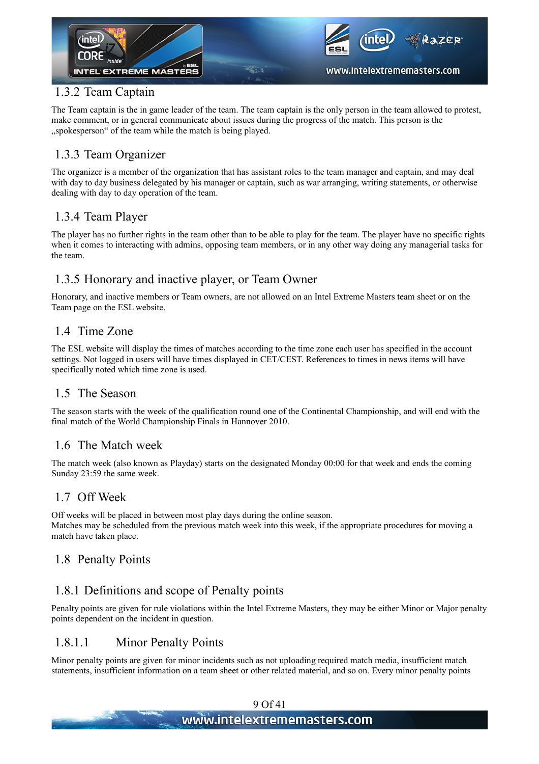### 1.3.2 Team Captain

The Team captain is the in game leader of the team. The team captain is the only person in the team allowed to protest, make comment, or in general communicate about issues during the progress of the match. This person is the „spokesperson“ of the team while the match is being played.

### 1.3.3 Team Organizer

The organizer is a member of the organization that has assistant roles to the team manager and captain, and may deal with day to day business delegated by his manager or captain, such as war arranging, writing statements, or otherwise dealing with day to day operation of the team.

### 1.3.4 Team Player

The player has no further rights in the team other than to be able to play for the team. The player have no specific rights when it comes to interacting with admins, opposing team members, or in any other way doing any managerial tasks for the team.

### 1.3.5 Honorary and inactive player, or Team Owner

Honorary, and inactive members or Team owners, are not allowed on an Intel Extreme Masters team sheet or on the Team page on the ESL website.

## 1.4 Time Zone

The ESL website will display the times of matches according to the time zone each user has specified in the account settings. Not logged in users will have times displayed in CET/CEST. References to times in news items will have specifically noted which time zone is used.

## 1.5 The Season

The season starts with the week of the qualification round one of the Continental Championship, and will end with the final match of the World Championship Finals in Hannover 2010.

## 1.6 The Match week

The match week (also known as Playday) starts on the designated Monday 00:00 for that week and ends the coming Sunday 23:59 the same week.

## 1.7 Off Week

Off weeks will be placed in between most play days during the online season.
Matches may be scheduled from the previous match week into this week, if the appropriate procedures for moving a match have taken place.

## 1.8 Penalty Points

### 1.8.1 Definitions and scope of Penalty points

Penalty points are given for rule violations within the Intel Extreme Masters, they may be either Minor or Major penalty points dependent on the incident in question.

#### 1.8.1.1 Minor Penalty Points

Minor penalty points are given for minor incidents such as not uploading required match media, insufficient match statements, insufficient information on a team sheet or other related material, and so on. Every minor penalty points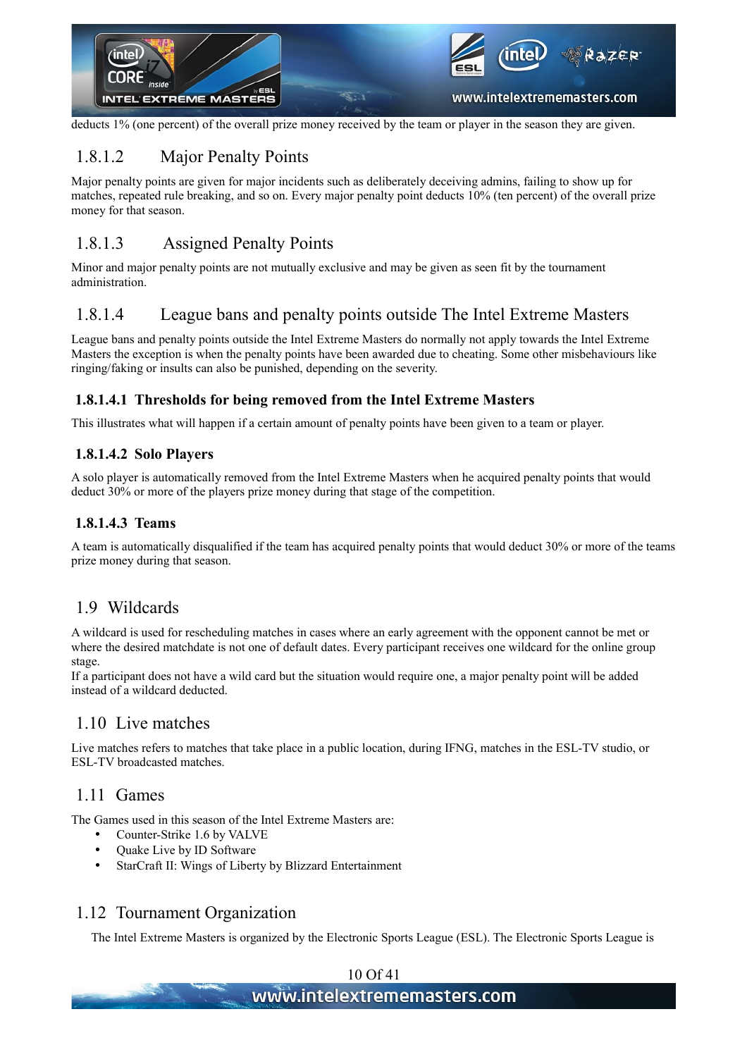deducts 1% (one percent) of the overall prize money received by the team or player in the season they are given.

### 1.8.1.2 Major Penalty Points

Major penalty points are given for major incidents such as deliberately deceiving admins, failing to show up for matches, repeated rule breaking, and so on. Every major penalty point deducts 10% (ten percent) of the overall prize money for that season.

### 1.8.1.3 Assigned Penalty Points

Minor and major penalty points are not mutually exclusive and may be given as seen fit by the tournament administration.

### 1.8.1.4 League bans and penalty points outside The Intel Extreme Masters

League bans and penalty points outside the Intel Extreme Masters do normally not apply towards the Intel Extreme Masters the exception is when the penalty points have been awarded due to cheating. Some other misbehaviours like ringing/faking or insults can also be punished, depending on the severity.

#### 1.8.1.4.1 Thresholds for being removed from the Intel Extreme Masters

This illustrates what will happen if a certain amount of penalty points have been given to a team or player.

#### 1.8.1.4.2 Solo Players

A solo player is automatically removed from the Intel Extreme Masters when he acquired penalty points that would deduct 30% or more of the players prize money during that stage of the competition.

#### 1.8.1.4.3 Teams

A team is automatically disqualified if the team has acquired penalty points that would deduct 30% or more of the teams prize money during that season.

## 1.9 Wildcards

A wildcard is used for rescheduling matches in cases where an early agreement with the opponent cannot be met or where the desired matchdate is not one of default dates. Every participant receives one wildcard for the online group stage.
If a participant does not have a wild card but the situation would require one, a major penalty point will be added instead of a wildcard deducted.

## 1.10 Live matches

Live matches refers to matches that take place in a public location, during IFNG, matches in the ESL-TV studio, or ESL-TV broadcasted matches.

## 1.11 Games

The Games used in this season of the Intel Extreme Masters are:

- Counter-Strike 1.6 by VALVE
- Quake Live by ID Software
- StarCraft II: Wings of Liberty by Blizzard Entertainment

## 1.12 Tournament Organization

The Intel Extreme Masters is organized by the Electronic Sports League (ESL). The Electronic Sports League is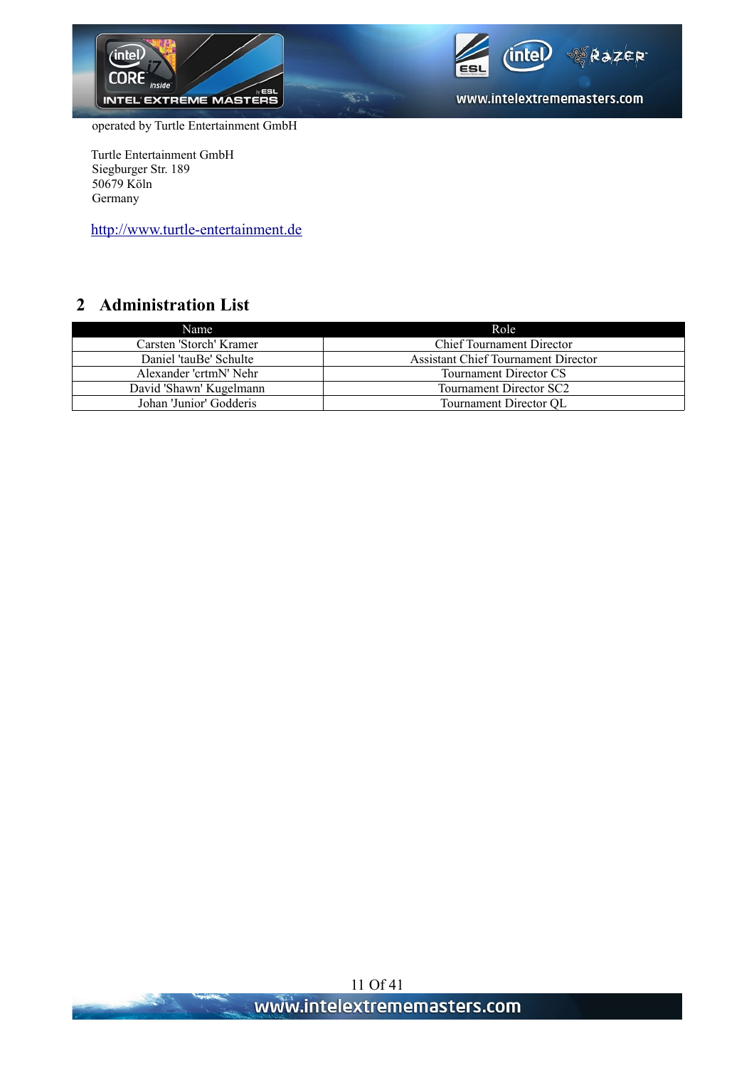operated by Turtle Entertainment GmbH

Turtle Entertainment GmbH
Siegburger Str. 189
50679 Köln
Germany

http://www.turtle-entertainment.de

## 2 Administration List

| Name | Role |
|---|---|
| Carsten 'Storch' Kramer | Chief Tournament Director |
| Daniel 'tauBe' Schulte | Assistant Chief Tournament Director |
| Alexander 'crtmN' Nehr | Tournament Director CS |
| David 'Shawn' Kugelmann | Tournament Director SC2 |
| Johan 'Junior' Godderis | Tournament Director QL |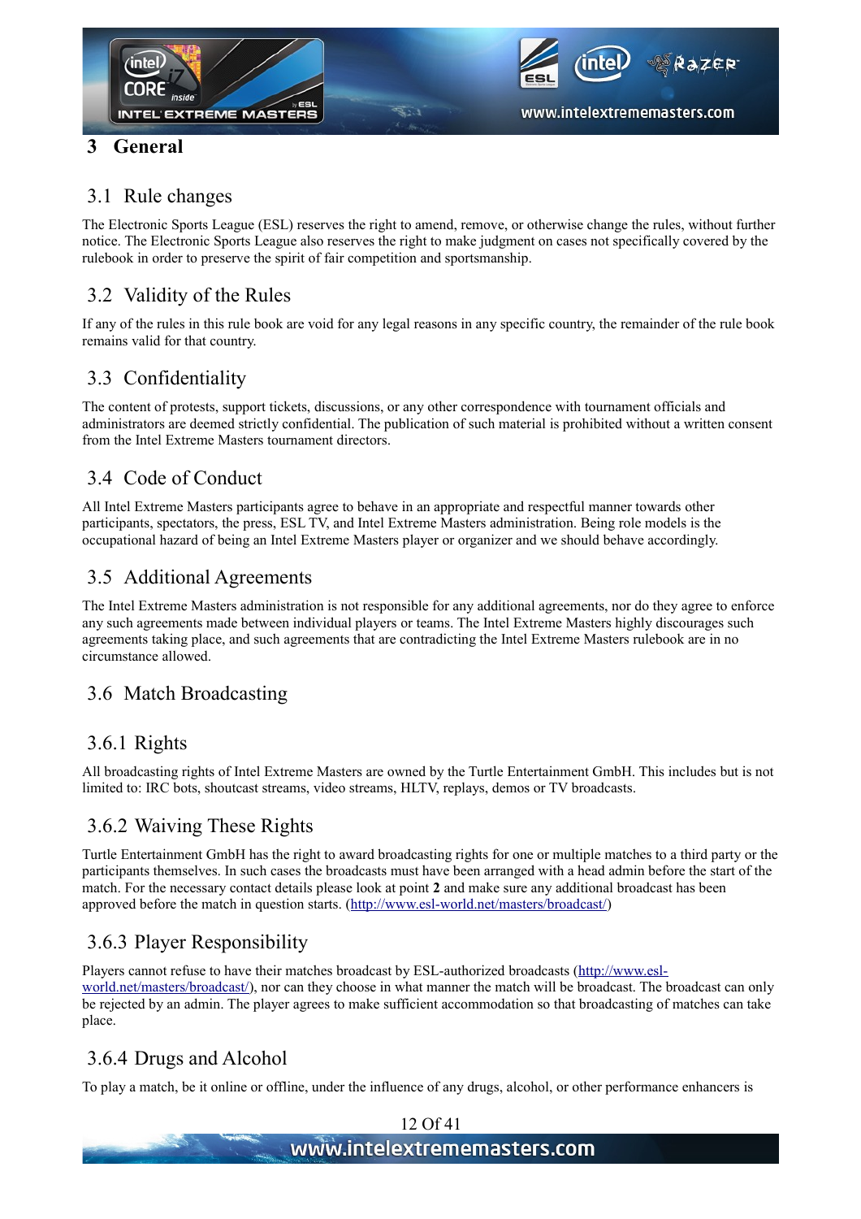# 3 General

## 3.1 Rule changes

The Electronic Sports League (ESL) reserves the right to amend, remove, or otherwise change the rules, without further notice. The Electronic Sports League also reserves the right to make judgment on cases not specifically covered by the rulebook in order to preserve the spirit of fair competition and sportsmanship.

## 3.2 Validity of the Rules

If any of the rules in this rule book are void for any legal reasons in any specific country, the remainder of the rule book remains valid for that country.

## 3.3 Confidentiality

The content of protests, support tickets, discussions, or any other correspondence with tournament officials and administrators are deemed strictly confidential. The publication of such material is prohibited without a written consent from the Intel Extreme Masters tournament directors.

## 3.4 Code of Conduct

All Intel Extreme Masters participants agree to behave in an appropriate and respectful manner towards other participants, spectators, the press, ESL TV, and Intel Extreme Masters administration. Being role models is the occupational hazard of being an Intel Extreme Masters player or organizer and we should behave accordingly.

## 3.5 Additional Agreements

The Intel Extreme Masters administration is not responsible for any additional agreements, nor do they agree to enforce any such agreements made between individual players or teams. The Intel Extreme Masters highly discourages such agreements taking place, and such agreements that are contradicting the Intel Extreme Masters rulebook are in no circumstance allowed.

## 3.6 Match Broadcasting

### 3.6.1 Rights

All broadcasting rights of Intel Extreme Masters are owned by the Turtle Entertainment GmbH. This includes but is not limited to: IRC bots, shoutcast streams, video streams, HLTV, replays, demos or TV broadcasts.

### 3.6.2 Waiving These Rights

Turtle Entertainment GmbH has the right to award broadcasting rights for one or multiple matches to a third party or the participants themselves. In such cases the broadcasts must have been arranged with a head admin before the start of the match. For the necessary contact details please look at point **2** and make sure any additional broadcast has been approved before the match in question starts. ([http://www.esl-world.net/masters/broadcast/](http://www.esl-world.net/masters/broadcast/))

### 3.6.3 Player Responsibility

Players cannot refuse to have their matches broadcast by ESL-authorized broadcasts ([http://www.esl-world.net/masters/broadcast/](http://www.esl-world.net/masters/broadcast/)), nor can they choose in what manner the match will be broadcast. The broadcast can only be rejected by an admin. The player agrees to make sufficient accommodation so that broadcasting of matches can take place.

### 3.6.4 Drugs and Alcohol

To play a match, be it online or offline, under the influence of any drugs, alcohol, or other performance enhancers is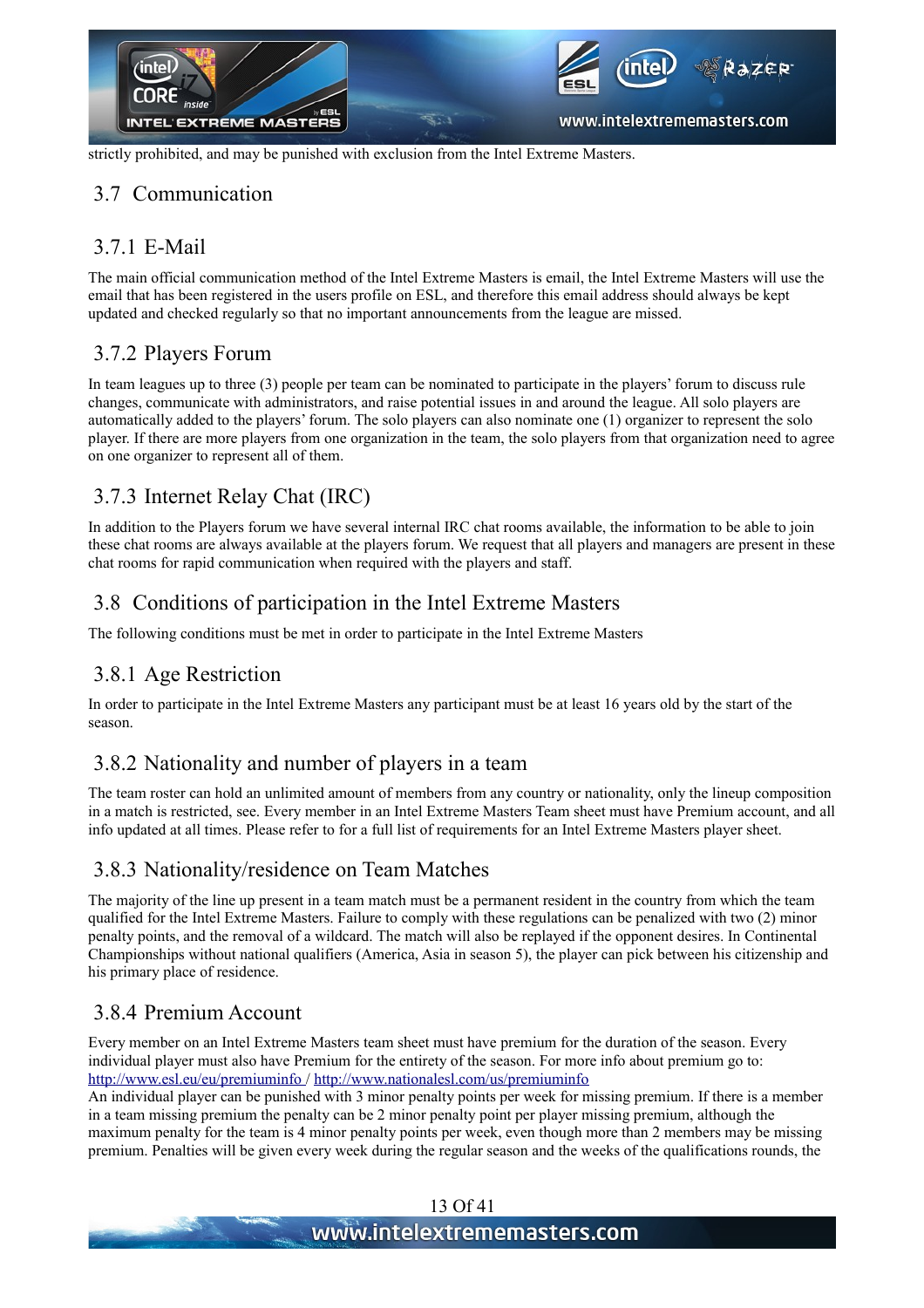strictly prohibited, and may be punished with exclusion from the Intel Extreme Masters.

## 3.7 Communication

### 3.7.1 E-Mail

The main official communication method of the Intel Extreme Masters is email, the Intel Extreme Masters will use the email that has been registered in the users profile on ESL, and therefore this email address should always be kept updated and checked regularly so that no important announcements from the league are missed.

### 3.7.2 Players Forum

In team leagues up to three (3) people per team can be nominated to participate in the players' forum to discuss rule changes, communicate with administrators, and raise potential issues in and around the league. All solo players are automatically added to the players' forum. The solo players can also nominate one (1) organizer to represent the solo player. If there are more players from one organization in the team, the solo players from that organization need to agree on one organizer to represent all of them.

### 3.7.3 Internet Relay Chat (IRC)

In addition to the Players forum we have several internal IRC chat rooms available, the information to be able to join these chat rooms are always available at the players forum. We request that all players and managers are present in these chat rooms for rapid communication when required with the players and staff.

## 3.8 Conditions of participation in the Intel Extreme Masters

The following conditions must be met in order to participate in the Intel Extreme Masters

### 3.8.1 Age Restriction

In order to participate in the Intel Extreme Masters any participant must be at least 16 years old by the start of the season.

### 3.8.2 Nationality and number of players in a team

The team roster can hold an unlimited amount of members from any country or nationality, only the lineup composition in a match is restricted, see. Every member in an Intel Extreme Masters Team sheet must have Premium account, and all info updated at all times. Please refer to for a full list of requirements for an Intel Extreme Masters player sheet.

### 3.8.3 Nationality/residence on Team Matches

The majority of the line up present in a team match must be a permanent resident in the country from which the team qualified for the Intel Extreme Masters. Failure to comply with these regulations can be penalized with two (2) minor penalty points, and the removal of a wildcard. The match will also be replayed if the opponent desires. In Continental Championships without national qualifiers (America, Asia in season 5), the player can pick between his citizenship and his primary place of residence.

### 3.8.4 Premium Account

Every member on an Intel Extreme Masters team sheet must have premium for the duration of the season. Every individual player must also have Premium for the entirety of the season. For more info about premium go to: [http://www.esl.eu/eu/premiuminfo](http://www.esl.eu/eu/premiuminfo) / [http://www.nationalesl.com/us/premiuminfo](http://www.nationalesl.com/us/premiuminfo)
An individual player can be punished with 3 minor penalty points per week for missing premium. If there is a member in a team missing premium the penalty can be 2 minor penalty point per player missing premium, although the maximum penalty for the team is 4 minor penalty points per week, even though more than 2 members may be missing premium. Penalties will be given every week during the regular season and the weeks of the qualifications rounds, the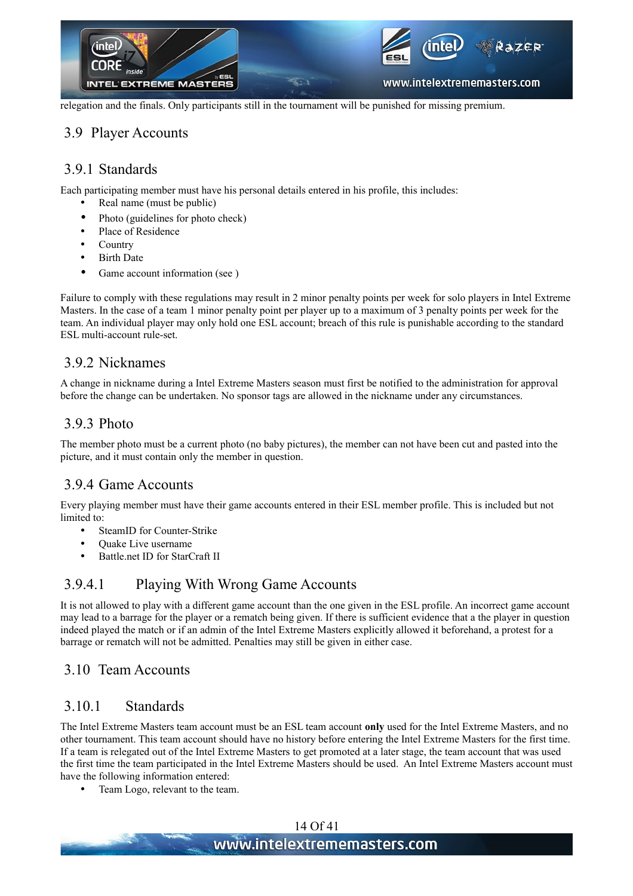relegation and the finals. Only participants still in the tournament will be punished for missing premium.

## 3.9 Player Accounts

### 3.9.1 Standards

Each participating member must have his personal details entered in his profile, this includes:

- Real name (must be public)
- Photo (guidelines for photo check)
- Place of Residence
- Country
- Birth Date
- Game account information (see )

Failure to comply with these regulations may result in 2 minor penalty points per week for solo players in Intel Extreme Masters. In the case of a team 1 minor penalty point per player up to a maximum of 3 penalty points per week for the team. An individual player may only hold one ESL account; breach of this rule is punishable according to the standard ESL multi-account rule-set.

### 3.9.2 Nicknames

A change in nickname during a Intel Extreme Masters season must first be notified to the administration for approval before the change can be undertaken. No sponsor tags are allowed in the nickname under any circumstances.

### 3.9.3 Photo

The member photo must be a current photo (no baby pictures), the member can not have been cut and pasted into the picture, and it must contain only the member in question.

### 3.9.4 Game Accounts

Every playing member must have their game accounts entered in their ESL member profile. This is included but not limited to:

- SteamID for Counter-Strike
- Quake Live username
- Battle.net ID for StarCraft II

#### 3.9.4.1 Playing With Wrong Game Accounts

It is not allowed to play with a different game account than the one given in the ESL profile. An incorrect game account may lead to a barrage for the player or a rematch being given. If there is sufficient evidence that a the player in question indeed played the match or if an admin of the Intel Extreme Masters explicitly allowed it beforehand, a protest for a barrage or rematch will not be admitted. Penalties may still be given in either case.

## 3.10 Team Accounts

### 3.10.1 Standards

The Intel Extreme Masters team account must be an ESL team account **only** used for the Intel Extreme Masters, and no other tournament. This team account should have no history before entering the Intel Extreme Masters for the first time. If a team is relegated out of the Intel Extreme Masters to get promoted at a later stage, the team account that was used the first time the team participated in the Intel Extreme Masters should be used. An Intel Extreme Masters account must have the following information entered:

- Team Logo, relevant to the team.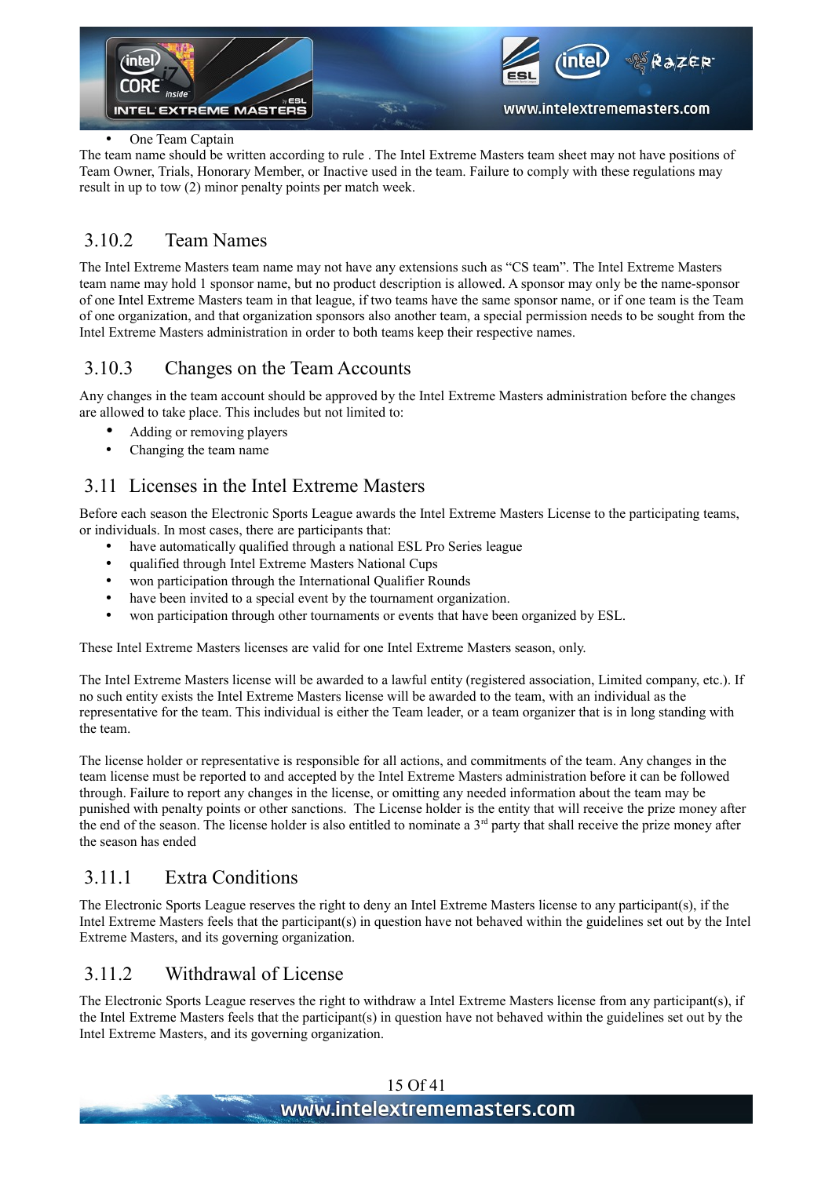- One Team Captain

The team name should be written according to rule . The Intel Extreme Masters team sheet may not have positions of Team Owner, Trials, Honorary Member, or Inactive used in the team. Failure to comply with these regulations may result in up to tow (2) minor penalty points per match week.

### 3.10.2 Team Names

The Intel Extreme Masters team name may not have any extensions such as "CS team". The Intel Extreme Masters team name may hold 1 sponsor name, but no product description is allowed. A sponsor may only be the name-sponsor of one Intel Extreme Masters team in that league, if two teams have the same sponsor name, or if one team is the Team of one organization, and that organization sponsors also another team, a special permission needs to be sought from the Intel Extreme Masters administration in order to both teams keep their respective names.

### 3.10.3 Changes on the Team Accounts

Any changes in the team account should be approved by the Intel Extreme Masters administration before the changes are allowed to take place. This includes but not limited to:

- Adding or removing players
- Changing the team name

## 3.11 Licenses in the Intel Extreme Masters

Before each season the Electronic Sports League awards the Intel Extreme Masters License to the participating teams, or individuals. In most cases, there are participants that:

- have automatically qualified through a national ESL Pro Series league
- qualified through Intel Extreme Masters National Cups
- won participation through the International Qualifier Rounds
- have been invited to a special event by the tournament organization.
- won participation through other tournaments or events that have been organized by ESL.

These Intel Extreme Masters licenses are valid for one Intel Extreme Masters season, only.

The Intel Extreme Masters license will be awarded to a lawful entity (registered association, Limited company, etc.). If no such entity exists the Intel Extreme Masters license will be awarded to the team, with an individual as the representative for the team. This individual is either the Team leader, or a team organizer that is in long standing with the team.

The license holder or representative is responsible for all actions, and commitments of the team. Any changes in the team license must be reported to and accepted by the Intel Extreme Masters administration before it can be followed through. Failure to report any changes in the license, or omitting any needed information about the team may be punished with penalty points or other sanctions. The License holder is the entity that will receive the prize money after the end of the season. The license holder is also entitled to nominate a 3rd party that shall receive the prize money after the season has ended

### 3.11.1 Extra Conditions

The Electronic Sports League reserves the right to deny an Intel Extreme Masters license to any participant(s), if the Intel Extreme Masters feels that the participant(s) in question have not behaved within the guidelines set out by the Intel Extreme Masters, and its governing organization.

### 3.11.2 Withdrawal of License

The Electronic Sports League reserves the right to withdraw a Intel Extreme Masters license from any participant(s), if the Intel Extreme Masters feels that the participant(s) in question have not behaved within the guidelines set out by the Intel Extreme Masters, and its governing organization.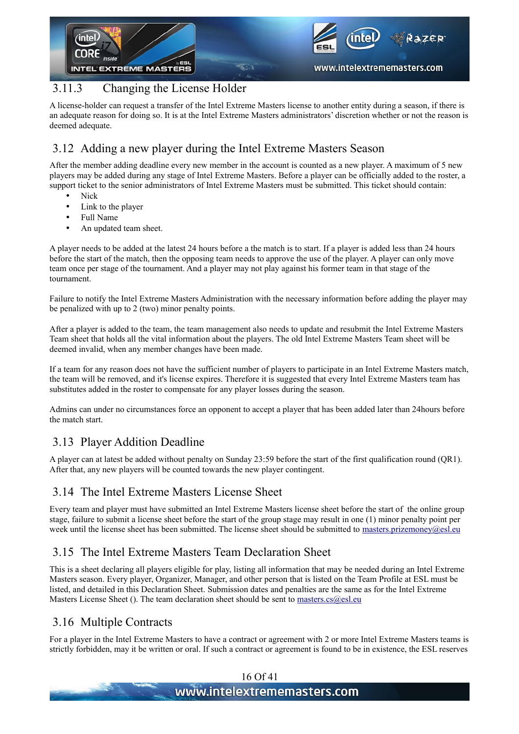### 3.11.3 Changing the License Holder

A license-holder can request a transfer of the Intel Extreme Masters license to another entity during a season, if there is an adequate reason for doing so. It is at the Intel Extreme Masters administrators' discretion whether or not the reason is deemed adequate.

## 3.12 Adding a new player during the Intel Extreme Masters Season

After the member adding deadline every new member in the account is counted as a new player. A maximum of 5 new players may be added during any stage of Intel Extreme Masters. Before a player can be officially added to the roster, a support ticket to the senior administrators of Intel Extreme Masters must be submitted. This ticket should contain:

- Nick
- Link to the player
- Full Name
- An updated team sheet.

A player needs to be added at the latest 24 hours before a the match is to start. If a player is added less than 24 hours before the start of the match, then the opposing team needs to approve the use of the player. A player can only move team once per stage of the tournament. And a player may not play against his former team in that stage of the tournament.

Failure to notify the Intel Extreme Masters Administration with the necessary information before adding the player may be penalized with up to 2 (two) minor penalty points.

After a player is added to the team, the team management also needs to update and resubmit the Intel Extreme Masters Team sheet that holds all the vital information about the players. The old Intel Extreme Masters Team sheet will be deemed invalid, when any member changes have been made.

If a team for any reason does not have the sufficient number of players to participate in an Intel Extreme Masters match, the team will be removed, and it's license expires. Therefore it is suggested that every Intel Extreme Masters team has substitutes added in the roster to compensate for any player losses during the season.

Admins can under no circumstances force an opponent to accept a player that has been added later than 24hours before the match start.

## 3.13 Player Addition Deadline

A player can at latest be added without penalty on Sunday 23:59 before the start of the first qualification round (QR1). After that, any new players will be counted towards the new player contingent.

## 3.14 The Intel Extreme Masters License Sheet

Every team and player must have submitted an Intel Extreme Masters license sheet before the start of the online group stage, failure to submit a license sheet before the start of the group stage may result in one (1) minor penalty point per week until the license sheet has been submitted. The license sheet should be submitted to masters.prizemoney@esl.eu

## 3.15 The Intel Extreme Masters Team Declaration Sheet

This is a sheet declaring all players eligible for play, listing all information that may be needed during an Intel Extreme Masters season. Every player, Organizer, Manager, and other person that is listed on the Team Profile at ESL must be listed, and detailed in this Declaration Sheet. Submission dates and penalties are the same as for the Intel Extreme Masters License Sheet (). The team declaration sheet should be sent to masters.cs@esl.eu

## 3.16 Multiple Contracts

For a player in the Intel Extreme Masters to have a contract or agreement with 2 or more Intel Extreme Masters teams is strictly forbidden, may it be written or oral. If such a contract or agreement is found to be in existence, the ESL reserves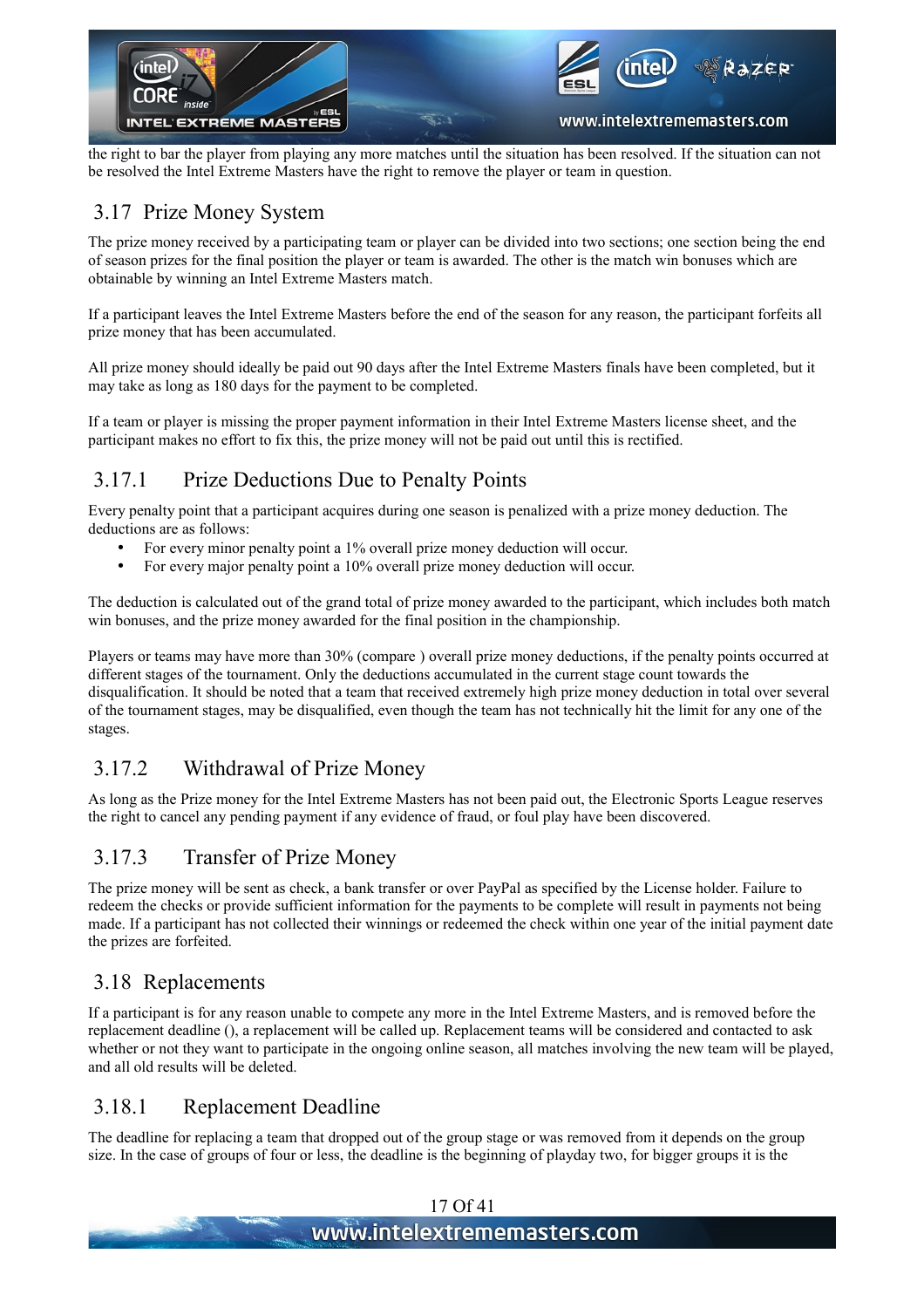the right to bar the player from playing any more matches until the situation has been resolved. If the situation can not be resolved the Intel Extreme Masters have the right to remove the player or team in question.

## 3.17 Prize Money System

The prize money received by a participating team or player can be divided into two sections; one section being the end of season prizes for the final position the player or team is awarded. The other is the match win bonuses which are obtainable by winning an Intel Extreme Masters match.

If a participant leaves the Intel Extreme Masters before the end of the season for any reason, the participant forfeits all prize money that has been accumulated.

All prize money should ideally be paid out 90 days after the Intel Extreme Masters finals have been completed, but it may take as long as 180 days for the payment to be completed.

If a team or player is missing the proper payment information in their Intel Extreme Masters license sheet, and the participant makes no effort to fix this, the prize money will not be paid out until this is rectified.

### 3.17.1 Prize Deductions Due to Penalty Points

Every penalty point that a participant acquires during one season is penalized with a prize money deduction. The deductions are as follows:

- For every minor penalty point a 1% overall prize money deduction will occur.
- For every major penalty point a 10% overall prize money deduction will occur.

The deduction is calculated out of the grand total of prize money awarded to the participant, which includes both match win bonuses, and the prize money awarded for the final position in the championship.

Players or teams may have more than 30% (compare ) overall prize money deductions, if the penalty points occurred at different stages of the tournament. Only the deductions accumulated in the current stage count towards the disqualification. It should be noted that a team that received extremely high prize money deduction in total over several of the tournament stages, may be disqualified, even though the team has not technically hit the limit for any one of the stages.

### 3.17.2 Withdrawal of Prize Money

As long as the Prize money for the Intel Extreme Masters has not been paid out, the Electronic Sports League reserves the right to cancel any pending payment if any evidence of fraud, or foul play have been discovered.

### 3.17.3 Transfer of Prize Money

The prize money will be sent as check, a bank transfer or over PayPal as specified by the License holder. Failure to redeem the checks or provide sufficient information for the payments to be complete will result in payments not being made. If a participant has not collected their winnings or redeemed the check within one year of the initial payment date the prizes are forfeited.

## 3.18 Replacements

If a participant is for any reason unable to compete any more in the Intel Extreme Masters, and is removed before the replacement deadline (), a replacement will be called up. Replacement teams will be considered and contacted to ask whether or not they want to participate in the ongoing online season, all matches involving the new team will be played, and all old results will be deleted.

### 3.18.1 Replacement Deadline

The deadline for replacing a team that dropped out of the group stage or was removed from it depends on the group size. In the case of groups of four or less, the deadline is the beginning of playday two, for bigger groups it is the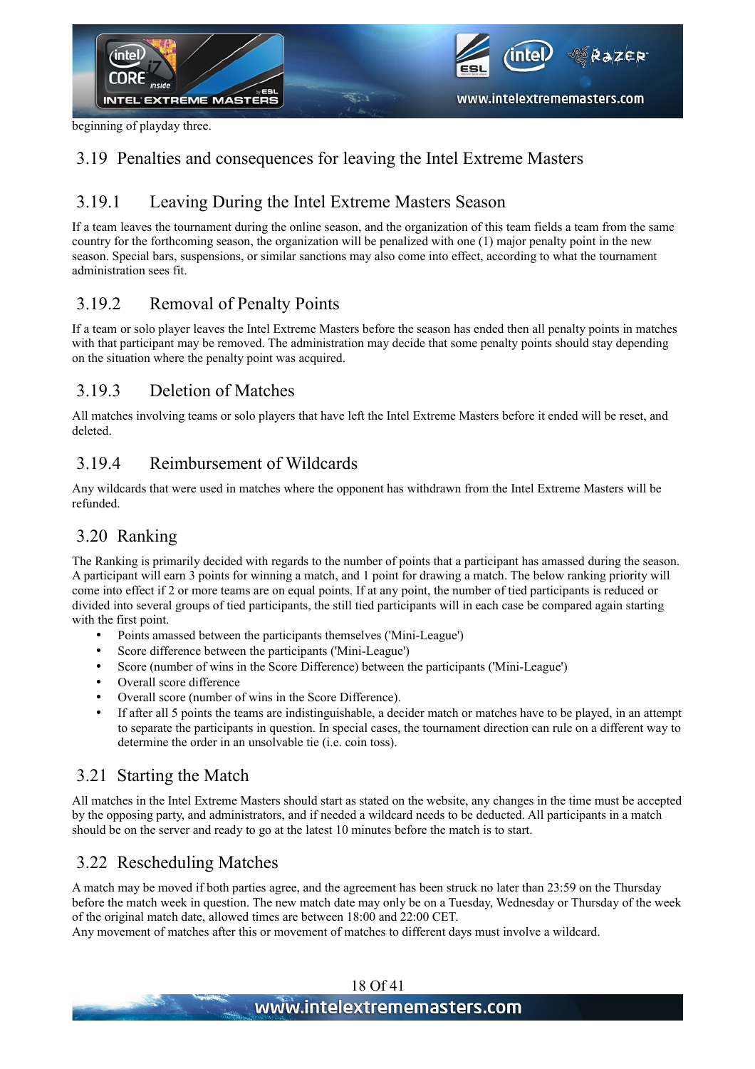beginning of playday three.

## 3.19 Penalties and consequences for leaving the Intel Extreme Masters

### 3.19.1 Leaving During the Intel Extreme Masters Season

If a team leaves the tournament during the online season, and the organization of this team fields a team from the same country for the forthcoming season, the organization will be penalized with one (1) major penalty point in the new season. Special bars, suspensions, or similar sanctions may also come into effect, according to what the tournament administration sees fit.

### 3.19.2 Removal of Penalty Points

If a team or solo player leaves the Intel Extreme Masters before the season has ended then all penalty points in matches with that participant may be removed. The administration may decide that some penalty points should stay depending on the situation where the penalty point was acquired.

### 3.19.3 Deletion of Matches

All matches involving teams or solo players that have left the Intel Extreme Masters before it ended will be reset, and deleted.

### 3.19.4 Reimbursement of Wildcards

Any wildcards that were used in matches where the opponent has withdrawn from the Intel Extreme Masters will be refunded.

## 3.20 Ranking

The Ranking is primarily decided with regards to the number of points that a participant has amassed during the season. A participant will earn 3 points for winning a match, and 1 point for drawing a match. The below ranking priority will come into effect if 2 or more teams are on equal points. If at any point, the number of tied participants is reduced or divided into several groups of tied participants, the still tied participants will in each case be compared again starting with the first point.

- Points amassed between the participants themselves ('Mini-League')
- Score difference between the participants ('Mini-League')
- Score (number of wins in the Score Difference) between the participants ('Mini-League')
- Overall score difference
- Overall score (number of wins in the Score Difference).
- If after all 5 points the teams are indistinguishable, a decider match or matches have to be played, in an attempt to separate the participants in question. In special cases, the tournament direction can rule on a different way to determine the order in an unsolvable tie (i.e. coin toss).

## 3.21 Starting the Match

All matches in the Intel Extreme Masters should start as stated on the website, any changes in the time must be accepted by the opposing party, and administrators, and if needed a wildcard needs to be deducted. All participants in a match should be on the server and ready to go at the latest 10 minutes before the match is to start.

## 3.22 Rescheduling Matches

A match may be moved if both parties agree, and the agreement has been struck no later than 23:59 on the Thursday before the match week in question. The new match date may only be on a Tuesday, Wednesday or Thursday of the week of the original match date, allowed times are between 18:00 and 22:00 CET.
Any movement of matches after this or movement of matches to different days must involve a wildcard.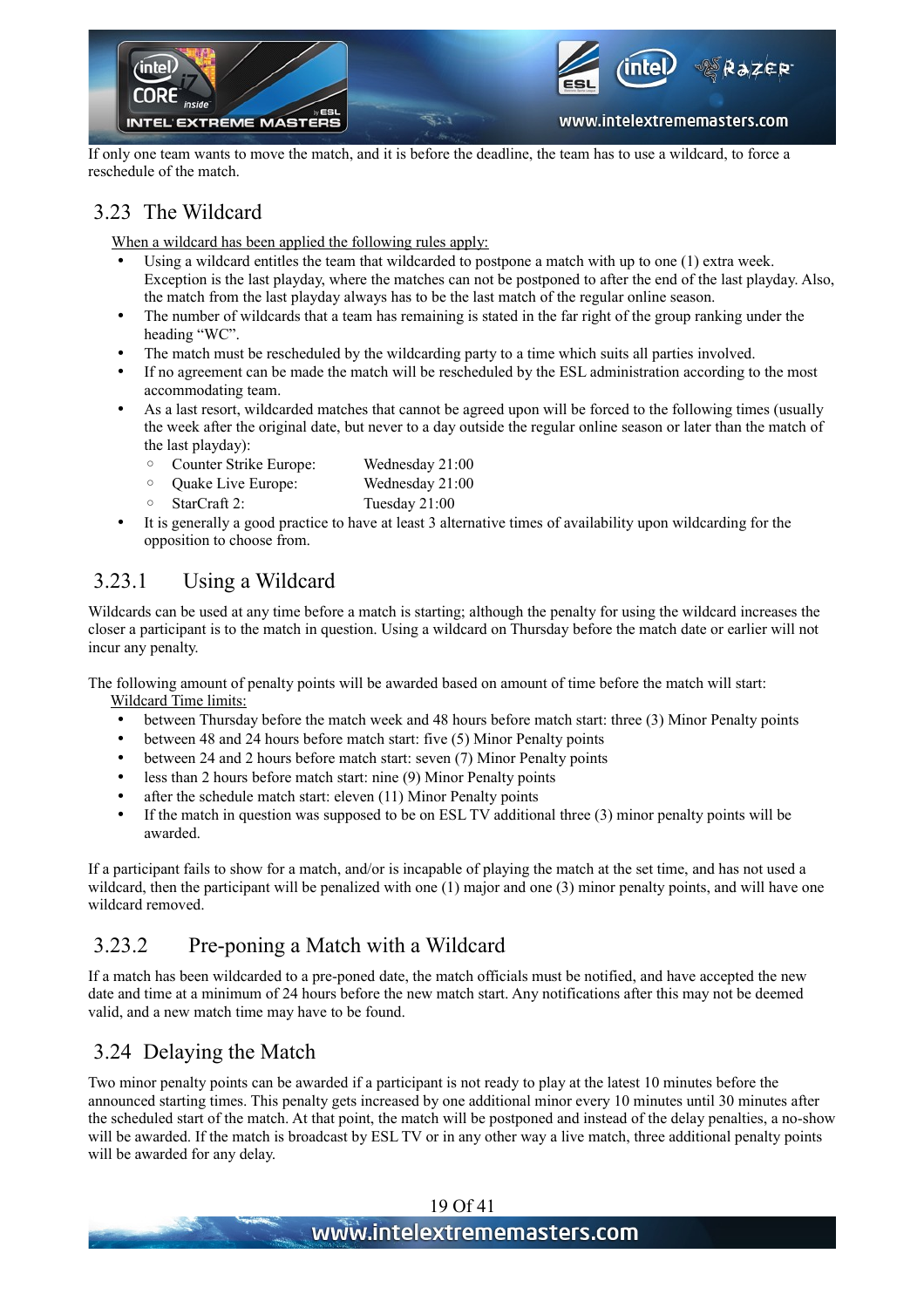If only one team wants to move the match, and it is before the deadline, the team has to use a wildcard, to force a reschedule of the match.

## 3.23 The Wildcard

<u>When a wildcard has been applied the following rules apply:</u>

- Using a wildcard entitles the team that wildcarded to postpone a match with up to one (1) extra week. Exception is the last playday, where the matches can not be postponed to after the end of the last playday. Also, the match from the last playday always has to be the last match of the regular online season.
- The number of wildcards that a team has remaining is stated in the far right of the group ranking under the heading "WC".
- The match must be rescheduled by the wildcarding party to a time which suits all parties involved.
- If no agreement can be made the match will be rescheduled by the ESL administration according to the most accommodating team.
- As a last resort, wildcarded matches that cannot be agreed upon will be forced to the following times (usually the week after the original date, but never to a day outside the regular online season or later than the match of the last playday):
  - Counter Strike Europe: Wednesday 21:00
  - Quake Live Europe: Wednesday 21:00
  - StarCraft 2: Tuesday 21:00
- It is generally a good practice to have at least 3 alternative times of availability upon wildcarding for the opposition to choose from.

### 3.23.1 Using a Wildcard

Wildcards can be used at any time before a match is starting; although the penalty for using the wildcard increases the closer a participant is to the match in question. Using a wildcard on Thursday before the match date or earlier will not incur any penalty.

The following amount of penalty points will be awarded based on amount of time before the match will start:

<u>Wildcard Time limits:</u>

- between Thursday before the match week and 48 hours before match start: three (3) Minor Penalty points
- between 48 and 24 hours before match start: five (5) Minor Penalty points
- between 24 and 2 hours before match start: seven (7) Minor Penalty points
- less than 2 hours before match start: nine (9) Minor Penalty points
- after the schedule match start: eleven (11) Minor Penalty points
- If the match in question was supposed to be on ESL TV additional three (3) minor penalty points will be awarded.

If a participant fails to show for a match, and/or is incapable of playing the match at the set time, and has not used a wildcard, then the participant will be penalized with one (1) major and one (3) minor penalty points, and will have one wildcard removed.

### 3.23.2 Pre-poning a Match with a Wildcard

If a match has been wildcarded to a pre-poned date, the match officials must be notified, and have accepted the new date and time at a minimum of 24 hours before the new match start. Any notifications after this may not be deemed valid, and a new match time may have to be found.

## 3.24 Delaying the Match

Two minor penalty points can be awarded if a participant is not ready to play at the latest 10 minutes before the announced starting times. This penalty gets increased by one additional minor every 10 minutes until 30 minutes after the scheduled start of the match. At that point, the match will be postponed and instead of the delay penalties, a no-show will be awarded. If the match is broadcast by ESL TV or in any other way a live match, three additional penalty points will be awarded for any delay.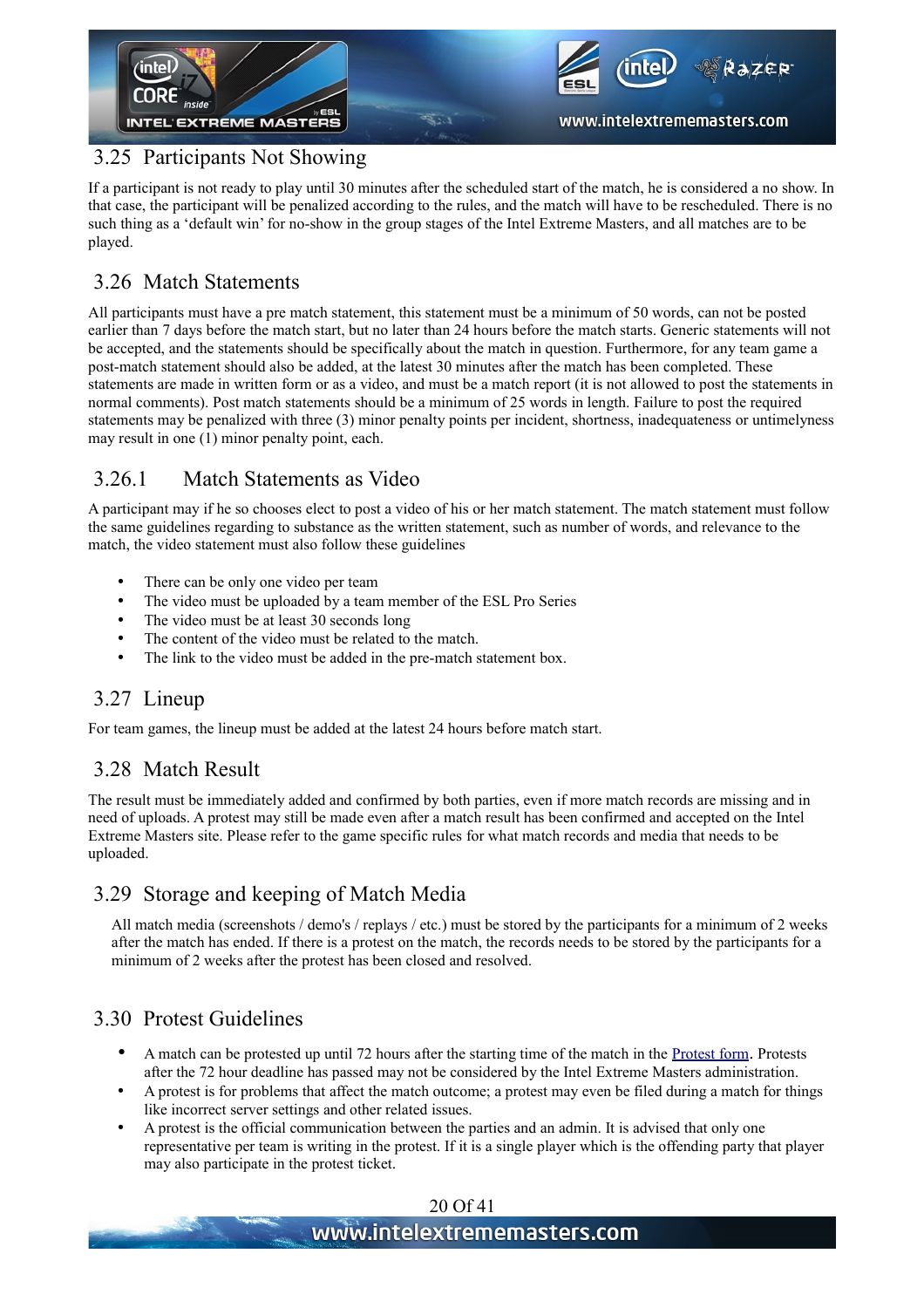## 3.25 Participants Not Showing

If a participant is not ready to play until 30 minutes after the scheduled start of the match, he is considered a no show. In that case, the participant will be penalized according to the rules, and the match will have to be rescheduled. There is no such thing as a 'default win' for no-show in the group stages of the Intel Extreme Masters, and all matches are to be played.

## 3.26 Match Statements

All participants must have a pre match statement, this statement must be a minimum of 50 words, can not be posted earlier than 7 days before the match start, but no later than 24 hours before the match starts. Generic statements will not be accepted, and the statements should be specifically about the match in question. Furthermore, for any team game a post-match statement should also be added, at the latest 30 minutes after the match has been completed. These statements are made in written form or as a video, and must be a match report (it is not allowed to post the statements in normal comments). Post match statements should be a minimum of 25 words in length. Failure to post the required statements may be penalized with three (3) minor penalty points per incident, shortness, inadequateness or untimelyness may result in one (1) minor penalty point, each.

### 3.26.1 Match Statements as Video

A participant may if he so chooses elect to post a video of his or her match statement. The match statement must follow the same guidelines regarding to substance as the written statement, such as number of words, and relevance to the match, the video statement must also follow these guidelines

- There can be only one video per team
- The video must be uploaded by a team member of the ESL Pro Series
- The video must be at least 30 seconds long
- The content of the video must be related to the match.
- The link to the video must be added in the pre-match statement box.

## 3.27 Lineup

For team games, the lineup must be added at the latest 24 hours before match start.

## 3.28 Match Result

The result must be immediately added and confirmed by both parties, even if more match records are missing and in need of uploads. A protest may still be made even after a match result has been confirmed and accepted on the Intel Extreme Masters site. Please refer to the game specific rules for what match records and media that needs to be uploaded.

## 3.29 Storage and keeping of Match Media

All match media (screenshots / demo's / replays / etc.) must be stored by the participants for a minimum of 2 weeks after the match has ended. If there is a protest on the match, the records needs to be stored by the participants for a minimum of 2 weeks after the protest has been closed and resolved.

## 3.30 Protest Guidelines

- A match can be protested up until 72 hours after the starting time of the match in the Protest form. Protests after the 72 hour deadline has passed may not be considered by the Intel Extreme Masters administration.
- A protest is for problems that affect the match outcome; a protest may even be filed during a match for things like incorrect server settings and other related issues.
- A protest is the official communication between the parties and an admin. It is advised that only one representative per team is writing in the protest. If it is a single player which is the offending party that player may also participate in the protest ticket.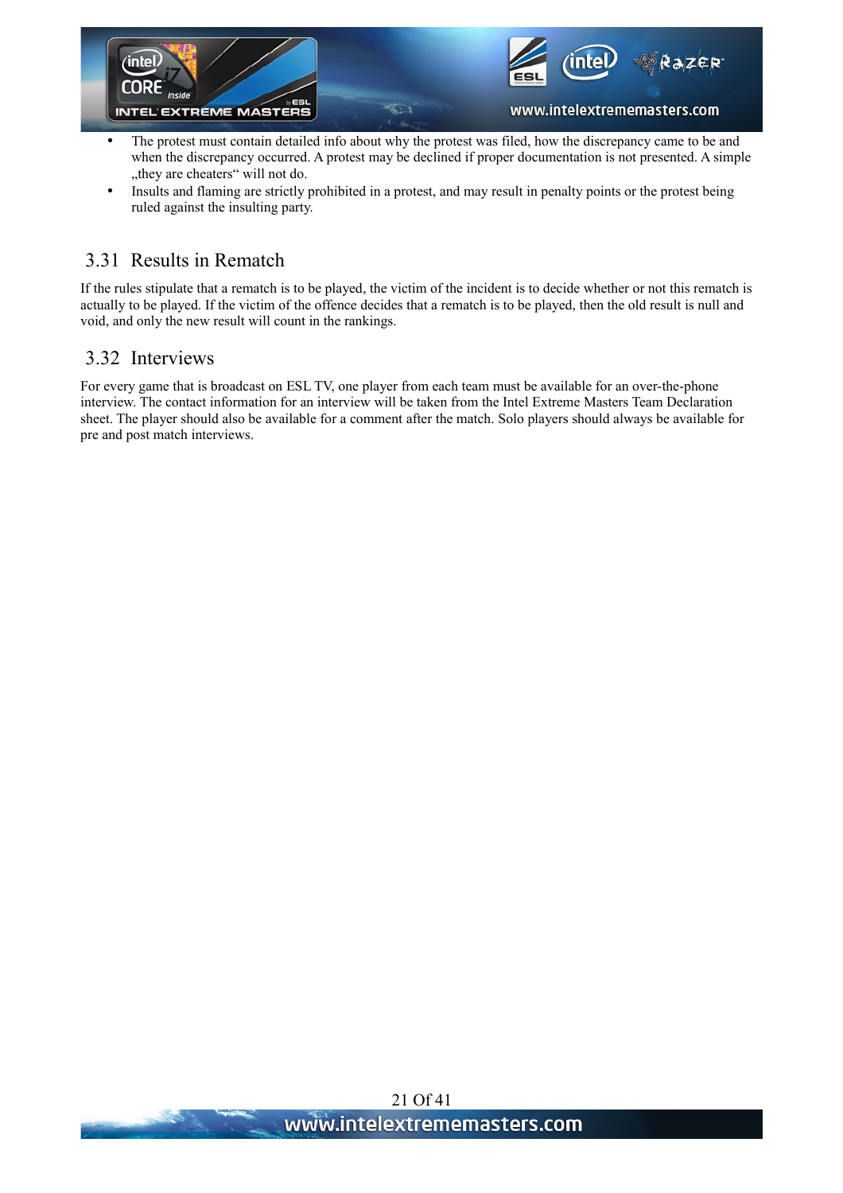- The protest must contain detailed info about why the protest was filed, how the discrepancy came to be and when the discrepancy occurred. A protest may be declined if proper documentation is not presented. A simple „they are cheaters“ will not do.
- Insults and flaming are strictly prohibited in a protest, and may result in penalty points or the protest being ruled against the insulting party.

## 3.31 Results in Rematch

If the rules stipulate that a rematch is to be played, the victim of the incident is to decide whether or not this rematch is actually to be played. If the victim of the offence decides that a rematch is to be played, then the old result is null and void, and only the new result will count in the rankings.

## 3.32 Interviews

For every game that is broadcast on ESL TV, one player from each team must be available for an over-the-phone interview. The contact information for an interview will be taken from the Intel Extreme Masters Team Declaration sheet. The player should also be available for a comment after the match. Solo players should always be available for pre and post match interviews.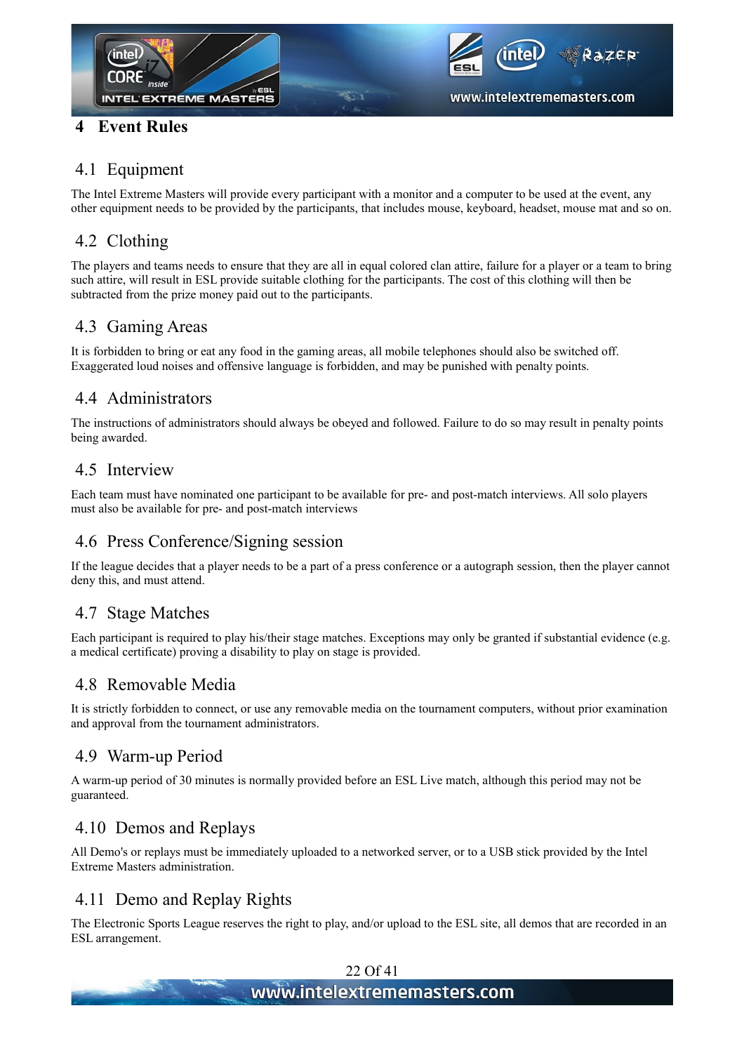# 4 Event Rules

## 4.1 Equipment

The Intel Extreme Masters will provide every participant with a monitor and a computer to be used at the event, any other equipment needs to be provided by the participants, that includes mouse, keyboard, headset, mouse mat and so on.

## 4.2 Clothing

The players and teams needs to ensure that they are all in equal colored clan attire, failure for a player or a team to bring such attire, will result in ESL provide suitable clothing for the participants. The cost of this clothing will then be subtracted from the prize money paid out to the participants.

## 4.3 Gaming Areas

It is forbidden to bring or eat any food in the gaming areas, all mobile telephones should also be switched off. Exaggerated loud noises and offensive language is forbidden, and may be punished with penalty points.

## 4.4 Administrators

The instructions of administrators should always be obeyed and followed. Failure to do so may result in penalty points being awarded.

## 4.5 Interview

Each team must have nominated one participant to be available for pre- and post-match interviews. All solo players must also be available for pre- and post-match interviews

## 4.6 Press Conference/Signing session

If the league decides that a player needs to be a part of a press conference or a autograph session, then the player cannot deny this, and must attend.

## 4.7 Stage Matches

Each participant is required to play his/their stage matches. Exceptions may only be granted if substantial evidence (e.g. a medical certificate) proving a disability to play on stage is provided.

## 4.8 Removable Media

It is strictly forbidden to connect, or use any removable media on the tournament computers, without prior examination and approval from the tournament administrators.

## 4.9 Warm-up Period

A warm-up period of 30 minutes is normally provided before an ESL Live match, although this period may not be guaranteed.

## 4.10 Demos and Replays

All Demo's or replays must be immediately uploaded to a networked server, or to a USB stick provided by the Intel Extreme Masters administration.

## 4.11 Demo and Replay Rights

The Electronic Sports League reserves the right to play, and/or upload to the ESL site, all demos that are recorded in an ESL arrangement.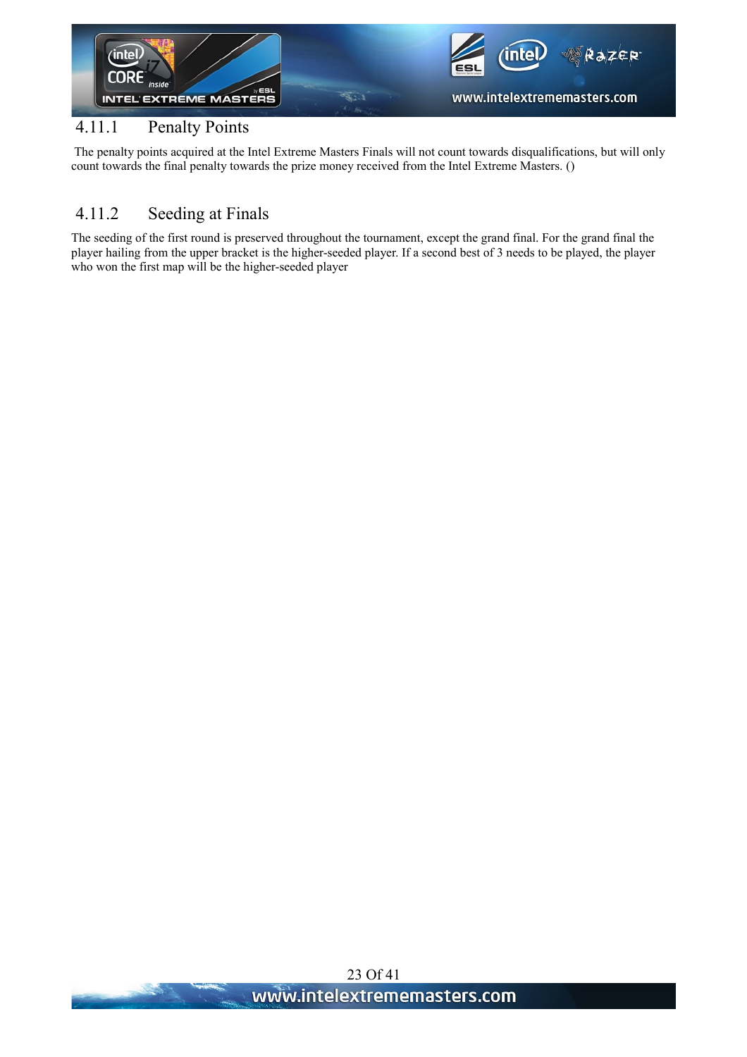### 4.11.1 Penalty Points

The penalty points acquired at the Intel Extreme Masters Finals will not count towards disqualifications, but will only count towards the final penalty towards the prize money received from the Intel Extreme Masters. ()

### 4.11.2 Seeding at Finals

The seeding of the first round is preserved throughout the tournament, except the grand final. For the grand final the player hailing from the upper bracket is the higher-seeded player. If a second best of 3 needs to be played, the player who won the first map will be the higher-seeded player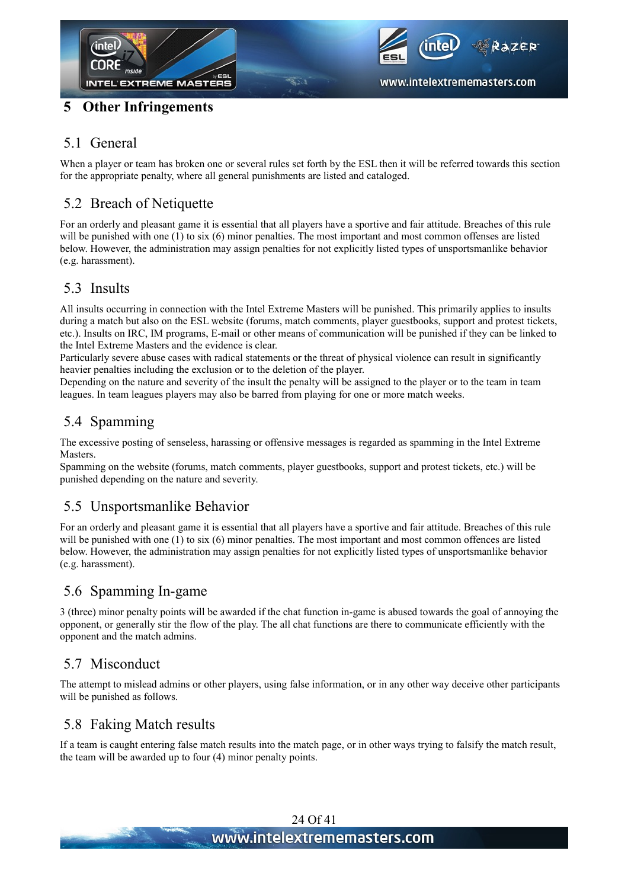# 5 Other Infringements

## 5.1 General

When a player or team has broken one or several rules set forth by the ESL then it will be referred towards this section for the appropriate penalty, where all general punishments are listed and cataloged.

## 5.2 Breach of Netiquette

For an orderly and pleasant game it is essential that all players have a sportive and fair attitude. Breaches of this rule will be punished with one (1) to six (6) minor penalties. The most important and most common offenses are listed below. However, the administration may assign penalties for not explicitly listed types of unsportsmanlike behavior (e.g. harassment).

## 5.3 Insults

All insults occurring in connection with the Intel Extreme Masters will be punished. This primarily applies to insults during a match but also on the ESL website (forums, match comments, player guestbooks, support and protest tickets, etc.). Insults on IRC, IM programs, E-mail or other means of communication will be punished if they can be linked to the Intel Extreme Masters and the evidence is clear.

Particularly severe abuse cases with radical statements or the threat of physical violence can result in significantly heavier penalties including the exclusion or to the deletion of the player.

Depending on the nature and severity of the insult the penalty will be assigned to the player or to the team in team leagues. In team leagues players may also be barred from playing for one or more match weeks.

## 5.4 Spamming

The excessive posting of senseless, harassing or offensive messages is regarded as spamming in the Intel Extreme Masters.

Spamming on the website (forums, match comments, player guestbooks, support and protest tickets, etc.) will be punished depending on the nature and severity.

## 5.5 Unsportsmanlike Behavior

For an orderly and pleasant game it is essential that all players have a sportive and fair attitude. Breaches of this rule will be punished with one (1) to six (6) minor penalties. The most important and most common offences are listed below. However, the administration may assign penalties for not explicitly listed types of unsportsmanlike behavior (e.g. harassment).

## 5.6 Spamming In-game

3 (three) minor penalty points will be awarded if the chat function in-game is abused towards the goal of annoying the opponent, or generally stir the flow of the play. The all chat functions are there to communicate efficiently with the opponent and the match admins.

## 5.7 Misconduct

The attempt to mislead admins or other players, using false information, or in any other way deceive other participants will be punished as follows.

## 5.8 Faking Match results

If a team is caught entering false match results into the match page, or in other ways trying to falsify the match result, the team will be awarded up to four (4) minor penalty points.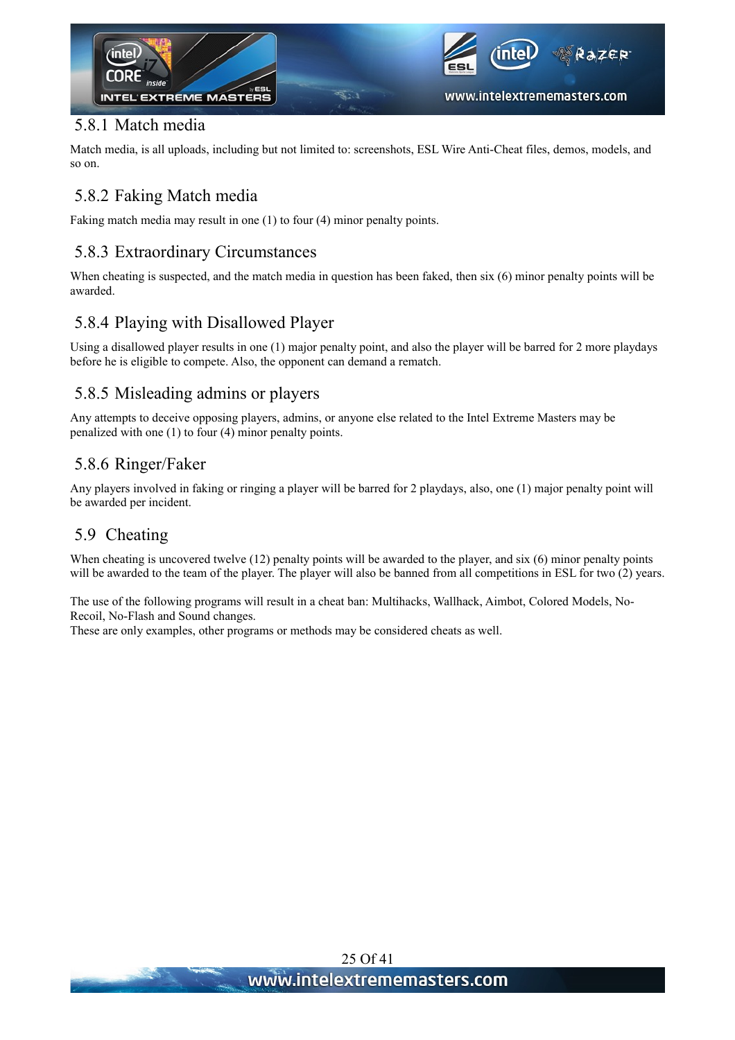### 5.8.1 Match media

Match media, is all uploads, including but not limited to: screenshots, ESL Wire Anti-Cheat files, demos, models, and so on.

### 5.8.2 Faking Match media

Faking match media may result in one (1) to four (4) minor penalty points.

### 5.8.3 Extraordinary Circumstances

When cheating is suspected, and the match media in question has been faked, then six (6) minor penalty points will be awarded.

### 5.8.4 Playing with Disallowed Player

Using a disallowed player results in one (1) major penalty point, and also the player will be barred for 2 more playdays before he is eligible to compete. Also, the opponent can demand a rematch.

### 5.8.5 Misleading admins or players

Any attempts to deceive opposing players, admins, or anyone else related to the Intel Extreme Masters may be penalized with one (1) to four (4) minor penalty points.

### 5.8.6 Ringer/Faker

Any players involved in faking or ringing a player will be barred for 2 playdays, also, one (1) major penalty point will be awarded per incident.

## 5.9 Cheating

When cheating is uncovered twelve (12) penalty points will be awarded to the player, and six (6) minor penalty points will be awarded to the team of the player. The player will also be banned from all competitions in ESL for two (2) years.

The use of the following programs will result in a cheat ban: Multihacks, Wallhack, Aimbot, Colored Models, No-Recoil, No-Flash and Sound changes.
These are only examples, other programs or methods may be considered cheats as well.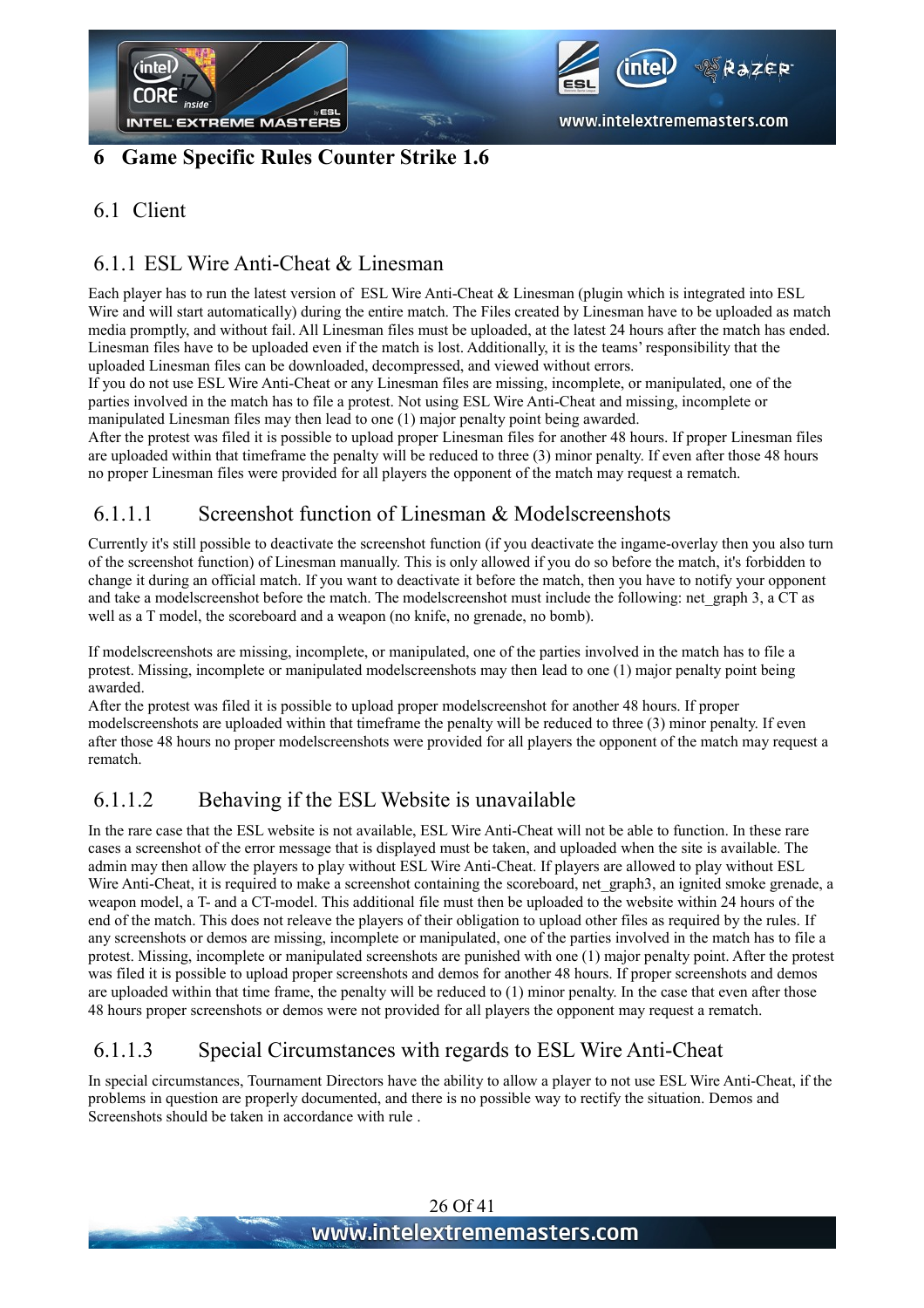# 6 Game Specific Rules Counter Strike 1.6

## 6.1 Client

### 6.1.1 ESL Wire Anti-Cheat & Linesman

Each player has to run the latest version of ESL Wire Anti-Cheat & Linesman (plugin which is integrated into ESL Wire and will start automatically) during the entire match. The Files created by Linesman have to be uploaded as match media promptly, and without fail. All Linesman files must be uploaded, at the latest 24 hours after the match has ended. Linesman files have to be uploaded even if the match is lost. Additionally, it is the teams' responsibility that the uploaded Linesman files can be downloaded, decompressed, and viewed without errors.
If you do not use ESL Wire Anti-Cheat or any Linesman files are missing, incomplete, or manipulated, one of the parties involved in the match has to file a protest. Not using ESL Wire Anti-Cheat and missing, incomplete or manipulated Linesman files may then lead to one (1) major penalty point being awarded.
After the protest was filed it is possible to upload proper Linesman files for another 48 hours. If proper Linesman files are uploaded within that timeframe the penalty will be reduced to three (3) minor penalty. If even after those 48 hours no proper Linesman files were provided for all players the opponent of the match may request a rematch.

#### 6.1.1.1 Screenshot function of Linesman & Modelscreenshots

Currently it's still possible to deactivate the screenshot function (if you deactivate the ingame-overlay then you also turn of the screenshot function) of Linesman manually. This is only allowed if you do so before the match, it's forbidden to change it during an official match. If you want to deactivate it before the match, then you have to notify your opponent and take a modelscreenshot before the match. The modelscreenshot must include the following: net_graph 3, a CT as well as a T model, the scoreboard and a weapon (no knife, no grenade, no bomb).

If modelscreenshots are missing, incomplete, or manipulated, one of the parties involved in the match has to file a protest. Missing, incomplete or manipulated modelscreenshots may then lead to one (1) major penalty point being awarded.
After the protest was filed it is possible to upload proper modelscreenshot for another 48 hours. If proper modelscreenshots are uploaded within that timeframe the penalty will be reduced to three (3) minor penalty. If even after those 48 hours no proper modelscreenshots were provided for all players the opponent of the match may request a rematch.

#### 6.1.1.2 Behaving if the ESL Website is unavailable

In the rare case that the ESL website is not available, ESL Wire Anti-Cheat will not be able to function. In these rare cases a screenshot of the error message that is displayed must be taken, and uploaded when the site is available. The admin may then allow the players to play without ESL Wire Anti-Cheat. If players are allowed to play without ESL Wire Anti-Cheat, it is required to make a screenshot containing the scoreboard, net_graph3, an ignited smoke grenade, a weapon model, a T- and a CT-model. This additional file must then be uploaded to the website within 24 hours of the end of the match. This does not releave the players of their obligation to upload other files as required by the rules. If any screenshots or demos are missing, incomplete or manipulated, one of the parties involved in the match has to file a protest. Missing, incomplete or manipulated screenshots are punished with one (1) major penalty point. After the protest was filed it is possible to upload proper screenshots and demos for another 48 hours. If proper screenshots and demos are uploaded within that time frame, the penalty will be reduced to (1) minor penalty. In the case that even after those 48 hours proper screenshots or demos were not provided for all players the opponent may request a rematch.

#### 6.1.1.3 Special Circumstances with regards to ESL Wire Anti-Cheat

In special circumstances, Tournament Directors have the ability to allow a player to not use ESL Wire Anti-Cheat, if the problems in question are properly documented, and there is no possible way to rectify the situation. Demos and Screenshots should be taken in accordance with rule .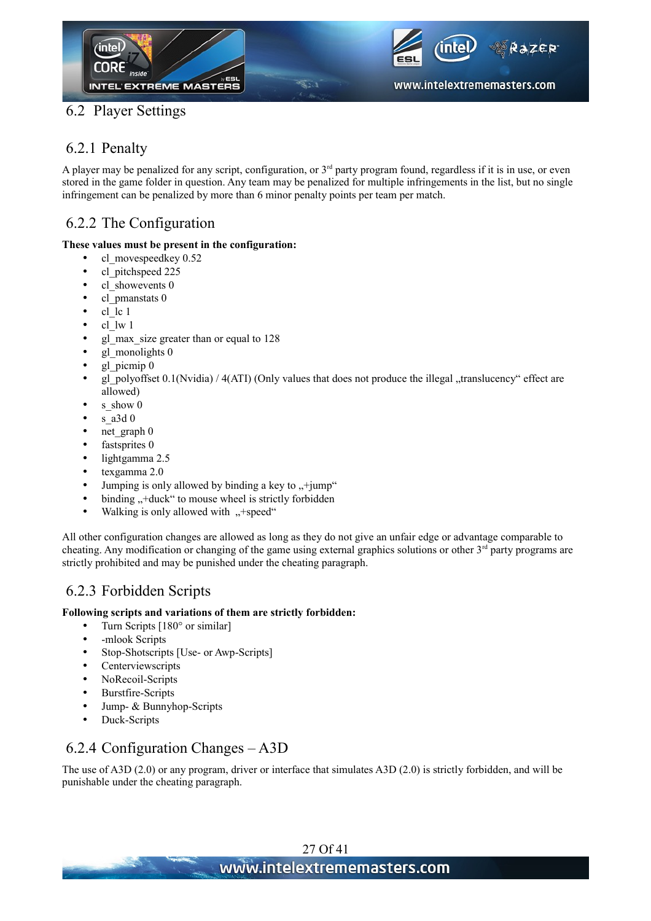## 6.2 Player Settings

### 6.2.1 Penalty

A player may be penalized for any script, configuration, or 3[rd] party program found, regardless if it is in use, or even stored in the game folder in question. Any team may be penalized for multiple infringements in the list, but no single infringement can be penalized by more than 6 minor penalty points per team per match.

### 6.2.2 The Configuration

**These values must be present in the configuration:**

- cl_movespeedkey 0.52
- cl_pitchspeed 225
- cl_showevents 0
- cl_pmanstats 0
- cl_lc 1
- cl_lw 1
- gl_max_size greater than or equal to 128
- gl_monolights 0
- gl_picmip 0
- gl_polyoffset 0.1(Nvidia) / 4(ATI) (Only values that does not produce the illegal „translucency" effect are allowed)
- s_show 0
- s_a3d 0
- net_graph 0
- fastsprites 0
- lightgamma 2.5
- texgamma 2.0
- Jumping is only allowed by binding a key to „+jump"
- binding „+duck" to mouse wheel is strictly forbidden
- Walking is only allowed with „+speed"

All other configuration changes are allowed as long as they do not give an unfair edge or advantage comparable to cheating. Any modification or changing of the game using external graphics solutions or other 3[rd] party programs are strictly prohibited and may be punished under the cheating paragraph.

### 6.2.3 Forbidden Scripts

**Following scripts and variations of them are strictly forbidden:**

- Turn Scripts [180° or similar]
- -mlook Scripts
- Stop-Shotscripts [Use- or Awp-Scripts]
- Centerviewscripts
- NoRecoil-Scripts
- Burstfire-Scripts
- Jump- & Bunnyhop-Scripts
- Duck-Scripts

### 6.2.4 Configuration Changes – A3D

The use of A3D (2.0) or any program, driver or interface that simulates A3D (2.0) is strictly forbidden, and will be punishable under the cheating paragraph.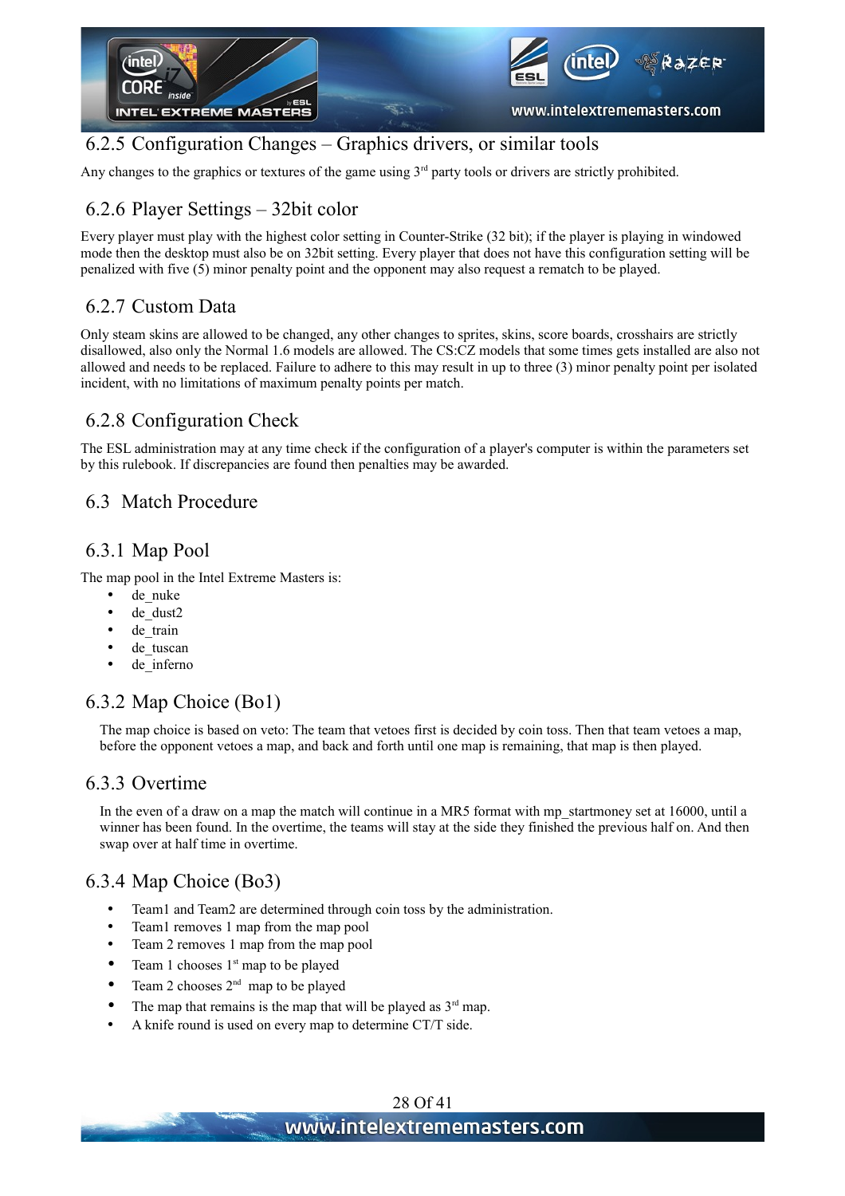### 6.2.5 Configuration Changes – Graphics drivers, or similar tools

Any changes to the graphics or textures of the game using 3rd party tools or drivers are strictly prohibited.

### 6.2.6 Player Settings – 32bit color

Every player must play with the highest color setting in Counter-Strike (32 bit); if the player is playing in windowed mode then the desktop must also be on 32bit setting. Every player that does not have this configuration setting will be penalized with five (5) minor penalty point and the opponent may also request a rematch to be played.

### 6.2.7 Custom Data

Only steam skins are allowed to be changed, any other changes to sprites, skins, score boards, crosshairs are strictly disallowed, also only the Normal 1.6 models are allowed. The CS:CZ models that some times gets installed are also not allowed and needs to be replaced. Failure to adhere to this may result in up to three (3) minor penalty point per isolated incident, with no limitations of maximum penalty points per match.

### 6.2.8 Configuration Check

The ESL administration may at any time check if the configuration of a player's computer is within the parameters set by this rulebook. If discrepancies are found then penalties may be awarded.

## 6.3 Match Procedure

### 6.3.1 Map Pool

The map pool in the Intel Extreme Masters is:

- de_nuke
- de_dust2
- de_train
- de_tuscan
- de_inferno

### 6.3.2 Map Choice (Bo1)

The map choice is based on veto: The team that vetoes first is decided by coin toss. Then that team vetoes a map, before the opponent vetoes a map, and back and forth until one map is remaining, that map is then played.

### 6.3.3 Overtime

In the even of a draw on a map the match will continue in a MR5 format with mp_startmoney set at 16000, until a winner has been found. In the overtime, the teams will stay at the side they finished the previous half on. And then swap over at half time in overtime.

### 6.3.4 Map Choice (Bo3)

- Team1 and Team2 are determined through coin toss by the administration.
- Team1 removes 1 map from the map pool
- Team 2 removes 1 map from the map pool
- Team 1 chooses 1st map to be played
- Team 2 chooses 2nd map to be played
- The map that remains is the map that will be played as 3rd map.
- A knife round is used on every map to determine CT/T side.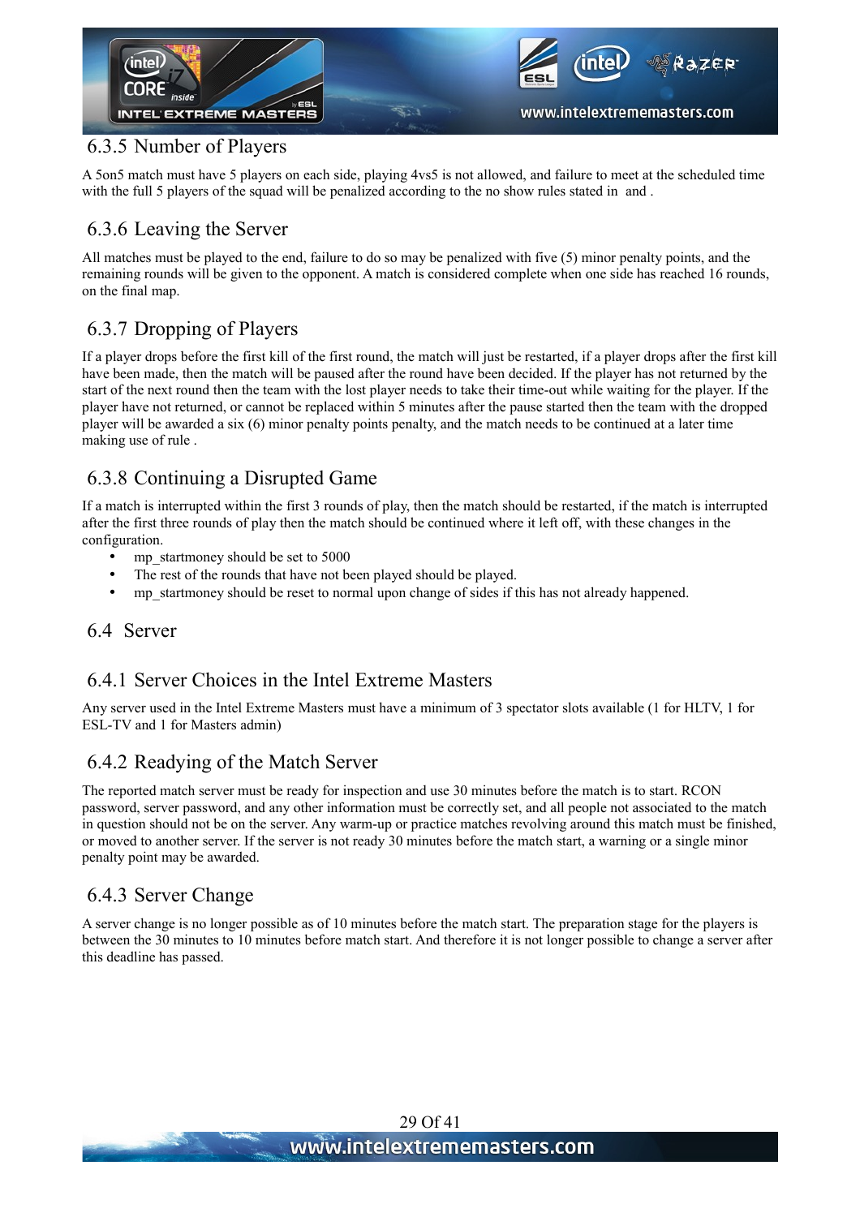### 6.3.5 Number of Players

A 5on5 match must have 5 players on each side, playing 4vs5 is not allowed, and failure to meet at the scheduled time with the full 5 players of the squad will be penalized according to the no show rules stated in  and .

### 6.3.6 Leaving the Server

All matches must be played to the end, failure to do so may be penalized with five (5) minor penalty points, and the remaining rounds will be given to the opponent. A match is considered complete when one side has reached 16 rounds, on the final map.

### 6.3.7 Dropping of Players

If a player drops before the first kill of the first round, the match will just be restarted, if a player drops after the first kill have been made, then the match will be paused after the round have been decided. If the player has not returned by the start of the next round then the team with the lost player needs to take their time-out while waiting for the player. If the player have not returned, or cannot be replaced within 5 minutes after the pause started then the team with the dropped player will be awarded a six (6) minor penalty points penalty, and the match needs to be continued at a later time making use of rule .

### 6.3.8 Continuing a Disrupted Game

If a match is interrupted within the first 3 rounds of play, then the match should be restarted, if the match is interrupted after the first three rounds of play then the match should be continued where it left off, with these changes in the configuration.

- mp_startmoney should be set to 5000
- The rest of the rounds that have not been played should be played.
- mp_startmoney should be reset to normal upon change of sides if this has not already happened.

## 6.4 Server

### 6.4.1 Server Choices in the Intel Extreme Masters

Any server used in the Intel Extreme Masters must have a minimum of 3 spectator slots available (1 for HLTV, 1 for ESL-TV and 1 for Masters admin)

### 6.4.2 Readying of the Match Server

The reported match server must be ready for inspection and use 30 minutes before the match is to start. RCON password, server password, and any other information must be correctly set, and all people not associated to the match in question should not be on the server. Any warm-up or practice matches revolving around this match must be finished, or moved to another server. If the server is not ready 30 minutes before the match start, a warning or a single minor penalty point may be awarded.

### 6.4.3 Server Change

A server change is no longer possible as of 10 minutes before the match start. The preparation stage for the players is between the 30 minutes to 10 minutes before match start. And therefore it is not longer possible to change a server after this deadline has passed.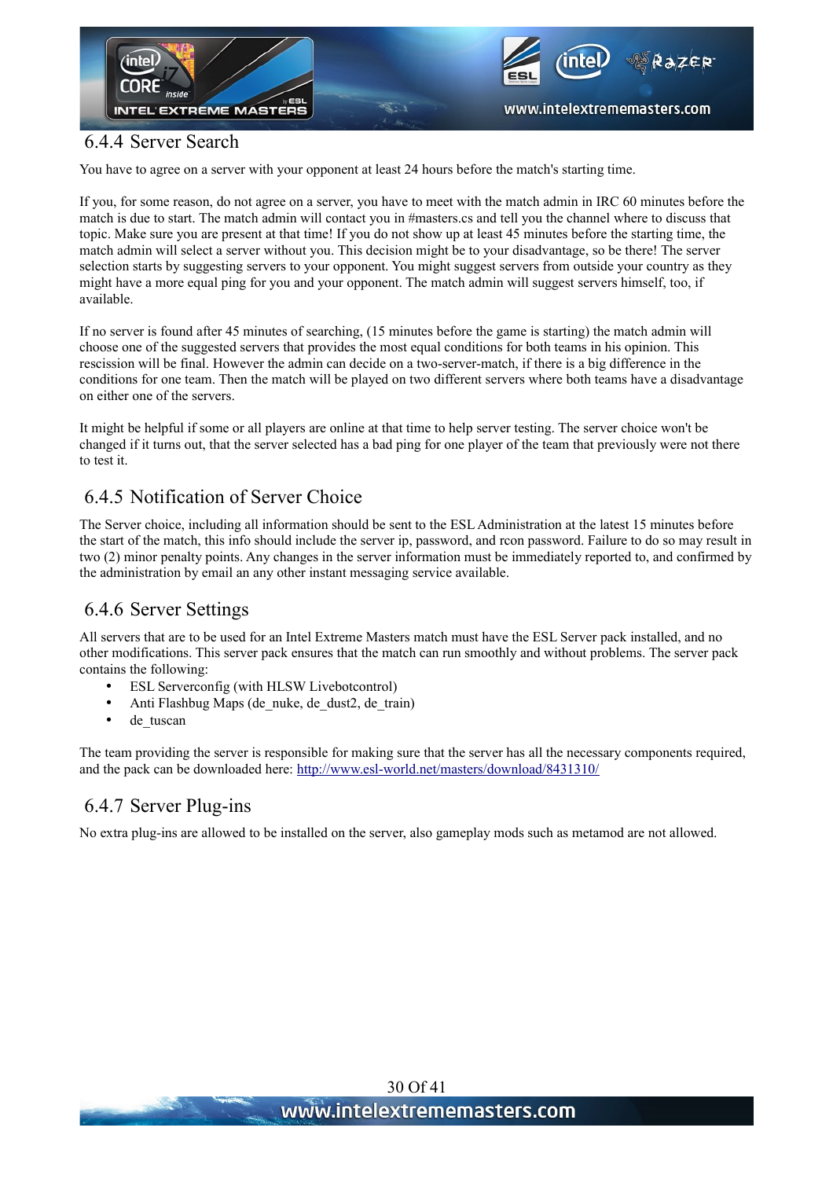### 6.4.4 Server Search

You have to agree on a server with your opponent at least 24 hours before the match's starting time.

If you, for some reason, do not agree on a server, you have to meet with the match admin in IRC 60 minutes before the match is due to start. The match admin will contact you in #masters.cs and tell you the channel where to discuss that topic. Make sure you are present at that time! If you do not show up at least 45 minutes before the starting time, the match admin will select a server without you. This decision might be to your disadvantage, so be there! The server selection starts by suggesting servers to your opponent. You might suggest servers from outside your country as they might have a more equal ping for you and your opponent. The match admin will suggest servers himself, too, if available.

If no server is found after 45 minutes of searching, (15 minutes before the game is starting) the match admin will choose one of the suggested servers that provides the most equal conditions for both teams in his opinion. This rescission will be final. However the admin can decide on a two-server-match, if there is a big difference in the conditions for one team. Then the match will be played on two different servers where both teams have a disadvantage on either one of the servers.

It might be helpful if some or all players are online at that time to help server testing. The server choice won't be changed if it turns out, that the server selected has a bad ping for one player of the team that previously were not there to test it.

### 6.4.5 Notification of Server Choice

The Server choice, including all information should be sent to the ESL Administration at the latest 15 minutes before the start of the match, this info should include the server ip, password, and rcon password. Failure to do so may result in two (2) minor penalty points. Any changes in the server information must be immediately reported to, and confirmed by the administration by email an any other instant messaging service available.

### 6.4.6 Server Settings

All servers that are to be used for an Intel Extreme Masters match must have the ESL Server pack installed, and no other modifications. This server pack ensures that the match can run smoothly and without problems. The server pack contains the following:

- ESL Serverconfig (with HLSW Livebotcontrol)
- Anti Flashbug Maps (de_nuke, de_dust2, de_train)
- de_tuscan

The team providing the server is responsible for making sure that the server has all the necessary components required, and the pack can be downloaded here: http://www.esl-world.net/masters/download/8431310/

### 6.4.7 Server Plug-ins

No extra plug-ins are allowed to be installed on the server, also gameplay mods such as metamod are not allowed.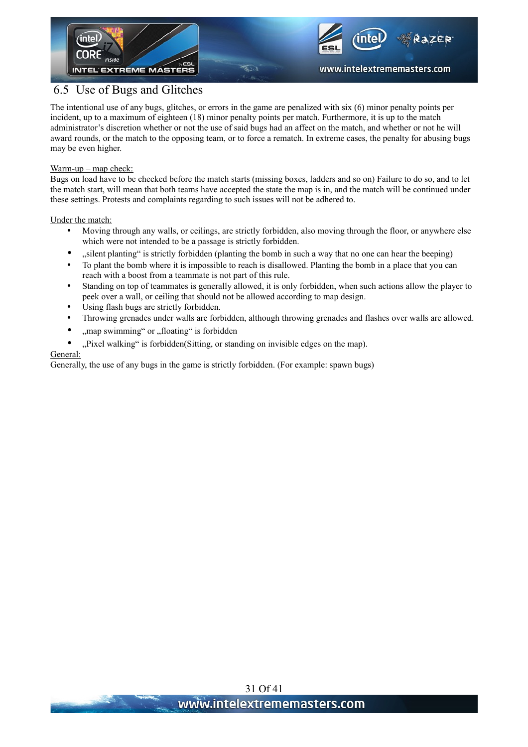## 6.5 Use of Bugs and Glitches

The intentional use of any bugs, glitches, or errors in the game are penalized with six (6) minor penalty points per incident, up to a maximum of eighteen (18) minor penalty points per match. Furthermore, it is up to the match administrator's discretion whether or not the use of said bugs had an affect on the match, and whether or not he will award rounds, or the match to the opposing team, or to force a rematch. In extreme cases, the penalty for abusing bugs may be even higher.

Warm-up – map check:
Bugs on load have to be checked before the match starts (missing boxes, ladders and so on) Failure to do so, and to let the match start, will mean that both teams have accepted the state the map is in, and the match will be continued under these settings. Protests and complaints regarding to such issues will not be adhered to.

Under the match:

- Moving through any walls, or ceilings, are strictly forbidden, also moving through the floor, or anywhere else which were not intended to be a passage is strictly forbidden.
- „silent planting" is strictly forbidden (planting the bomb in such a way that no one can hear the beeping)
- To plant the bomb where it is impossible to reach is disallowed. Planting the bomb in a place that you can reach with a boost from a teammate is not part of this rule.
- Standing on top of teammates is generally allowed, it is only forbidden, when such actions allow the player to peek over a wall, or ceiling that should not be allowed according to map design.
- Using flash bugs are strictly forbidden.
- Throwing grenades under walls are forbidden, although throwing grenades and flashes over walls are allowed.
- „map swimming" or „floating" is forbidden
- „Pixel walking" is forbidden(Sitting, or standing on invisible edges on the map).

General:
Generally, the use of any bugs in the game is strictly forbidden. (For example: spawn bugs)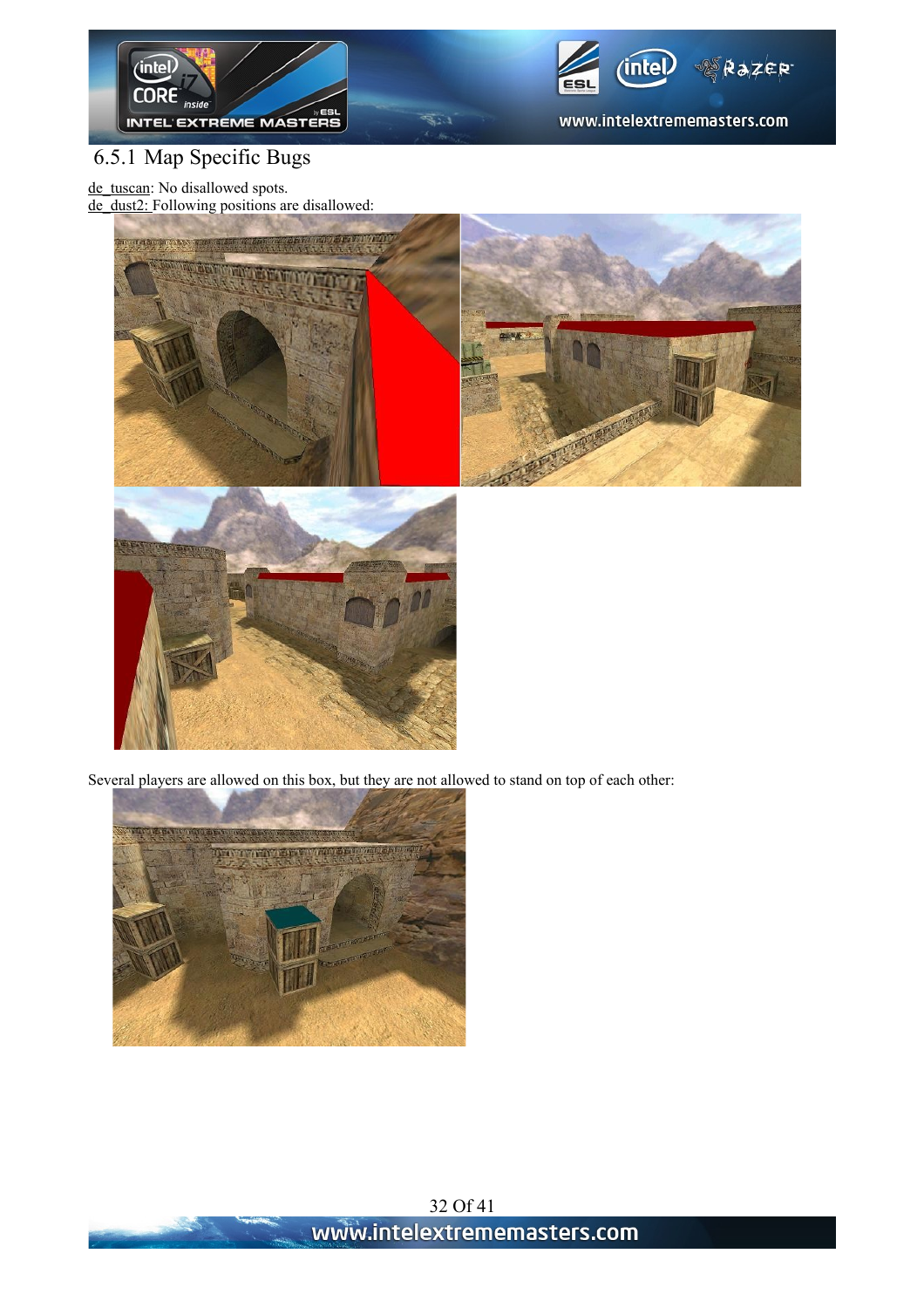### 6.5.1 Map Specific Bugs

de_tuscan: No disallowed spots.

de_dust2: Following positions are disallowed:

Several players are allowed on this box, but they are not allowed to stand on top of each other: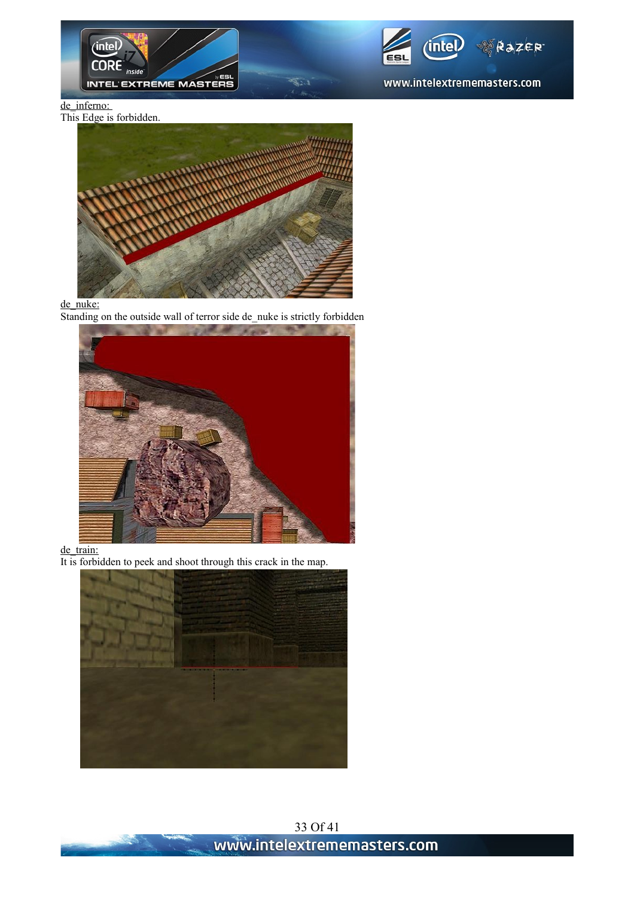de_inferno:

This Edge is forbidden.

de_nuke:

Standing on the outside wall of terror side de_nuke is strictly forbidden

de_train:

It is forbidden to peek and shoot through this crack in the map.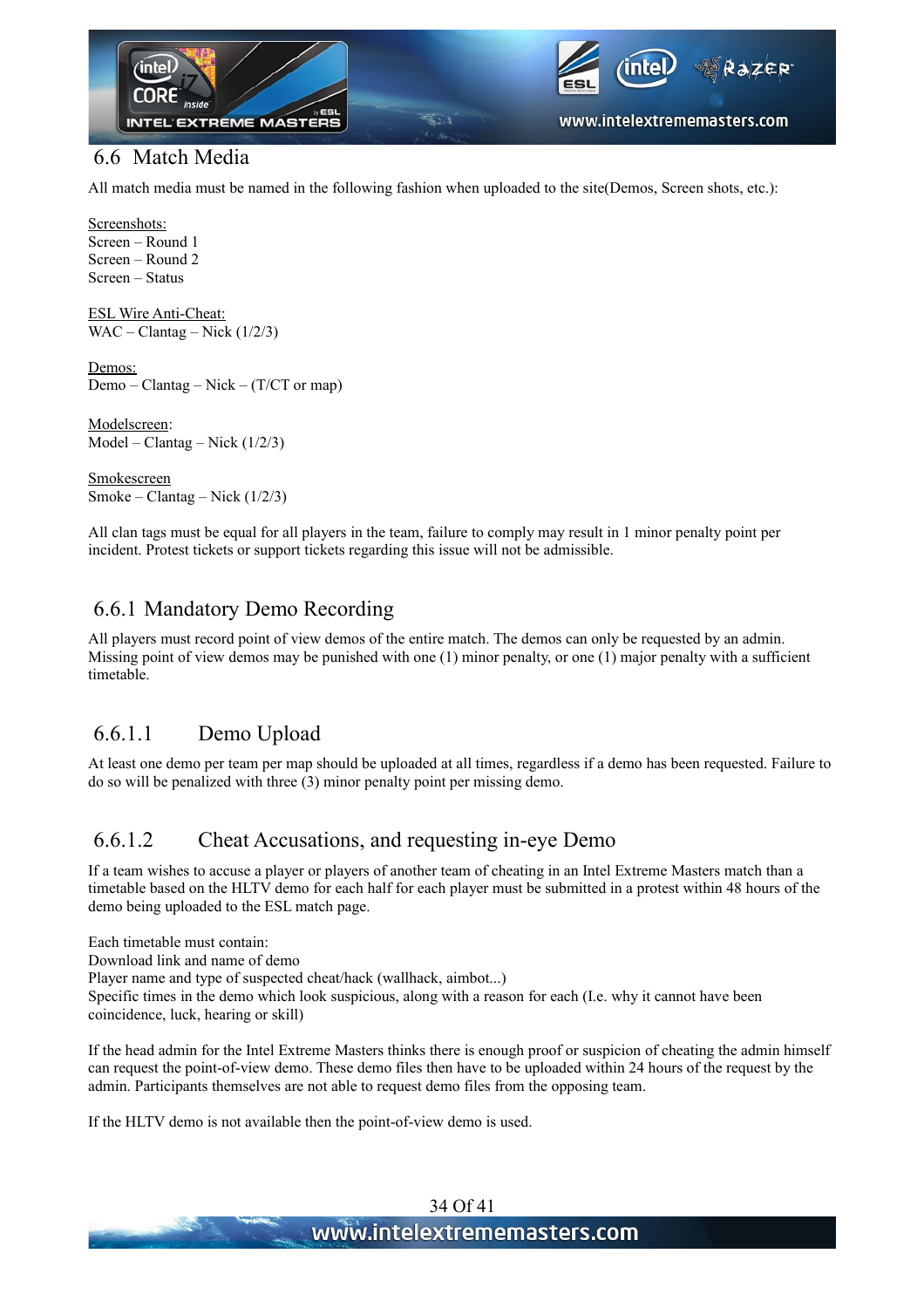## 6.6 Match Media

All match media must be named in the following fashion when uploaded to the site(Demos, Screen shots, etc.):

Screenshots:
Screen – Round 1
Screen – Round 2
Screen – Status

ESL Wire Anti-Cheat:
WAC – Clantag – Nick (1/2/3)

Demos:
Demo – Clantag – Nick – (T/CT or map)

Modelscreen:
Model – Clantag – Nick (1/2/3)

Smokescreen
Smoke – Clantag – Nick (1/2/3)

All clan tags must be equal for all players in the team, failure to comply may result in 1 minor penalty point per incident. Protest tickets or support tickets regarding this issue will not be admissible.

### 6.6.1 Mandatory Demo Recording

All players must record point of view demos of the entire match. The demos can only be requested by an admin. Missing point of view demos may be punished with one (1) minor penalty, or one (1) major penalty with a sufficient timetable.

#### 6.6.1.1 Demo Upload

At least one demo per team per map should be uploaded at all times, regardless if a demo has been requested. Failure to do so will be penalized with three (3) minor penalty point per missing demo.

#### 6.6.1.2 Cheat Accusations, and requesting in-eye Demo

If a team wishes to accuse a player or players of another team of cheating in an Intel Extreme Masters match than a timetable based on the HLTV demo for each half for each player must be submitted in a protest within 48 hours of the demo being uploaded to the ESL match page.

Each timetable must contain:
Download link and name of demo
Player name and type of suspected cheat/hack (wallhack, aimbot...)
Specific times in the demo which look suspicious, along with a reason for each (I.e. why it cannot have been coincidence, luck, hearing or skill)

If the head admin for the Intel Extreme Masters thinks there is enough proof or suspicion of cheating the admin himself can request the point-of-view demo. These demo files then have to be uploaded within 24 hours of the request by the admin. Participants themselves are not able to request demo files from the opposing team.

If the HLTV demo is not available then the point-of-view demo is used.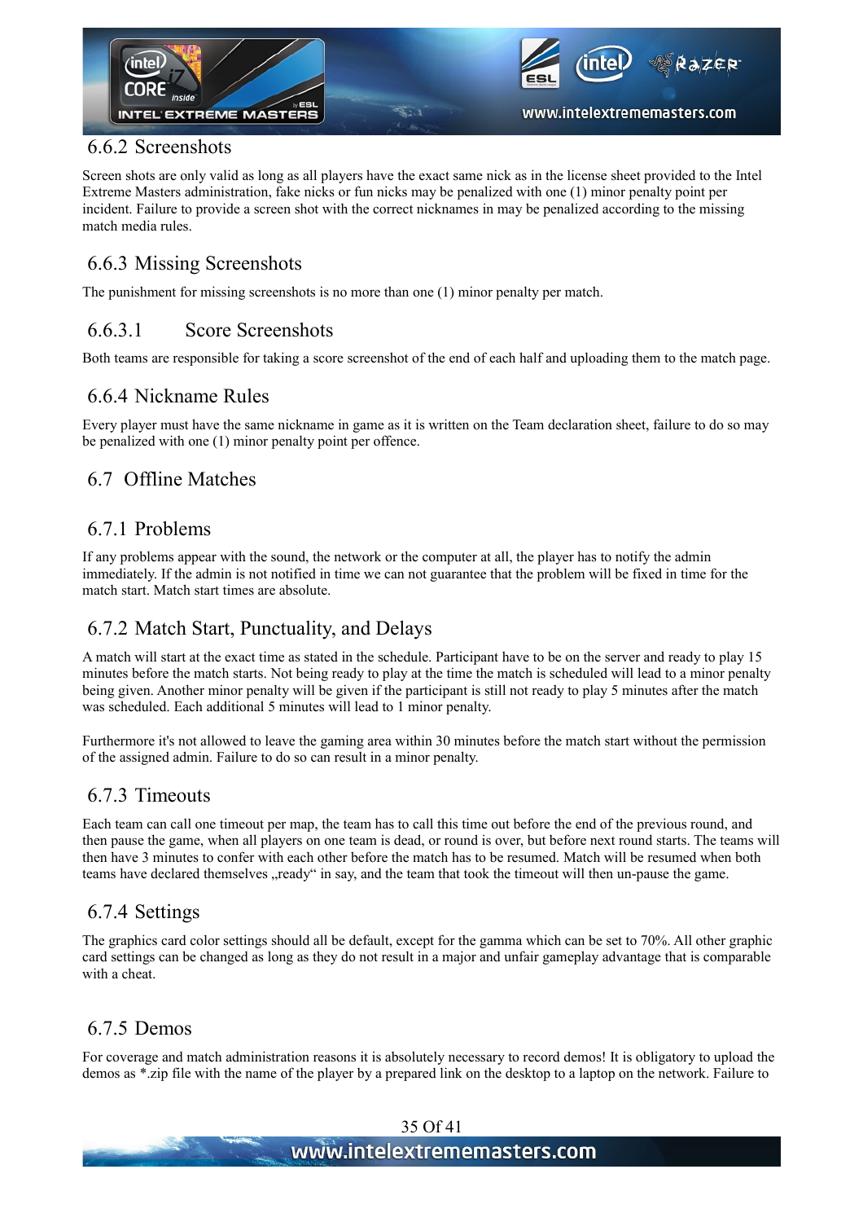### 6.6.2 Screenshots

Screen shots are only valid as long as all players have the exact same nick as in the license sheet provided to the Intel Extreme Masters administration, fake nicks or fun nicks may be penalized with one (1) minor penalty point per incident. Failure to provide a screen shot with the correct nicknames in may be penalized according to the missing match media rules.

### 6.6.3 Missing Screenshots

The punishment for missing screenshots is no more than one (1) minor penalty per match.

#### 6.6.3.1 Score Screenshots

Both teams are responsible for taking a score screenshot of the end of each half and uploading them to the match page.

### 6.6.4 Nickname Rules

Every player must have the same nickname in game as it is written on the Team declaration sheet, failure to do so may be penalized with one (1) minor penalty point per offence.

## 6.7 Offline Matches

### 6.7.1 Problems

If any problems appear with the sound, the network or the computer at all, the player has to notify the admin immediately. If the admin is not notified in time we can not guarantee that the problem will be fixed in time for the match start. Match start times are absolute.

### 6.7.2 Match Start, Punctuality, and Delays

A match will start at the exact time as stated in the schedule. Participant have to be on the server and ready to play 15 minutes before the match starts. Not being ready to play at the time the match is scheduled will lead to a minor penalty being given. Another minor penalty will be given if the participant is still not ready to play 5 minutes after the match was scheduled. Each additional 5 minutes will lead to 1 minor penalty.

Furthermore it's not allowed to leave the gaming area within 30 minutes before the match start without the permission of the assigned admin. Failure to do so can result in a minor penalty.

### 6.7.3 Timeouts

Each team can call one timeout per map, the team has to call this time out before the end of the previous round, and then pause the game, when all players on one team is dead, or round is over, but before next round starts. The teams will then have 3 minutes to confer with each other before the match has to be resumed. Match will be resumed when both teams have declared themselves „ready“ in say, and the team that took the timeout will then un-pause the game.

### 6.7.4 Settings

The graphics card color settings should all be default, except for the gamma which can be set to 70%. All other graphic card settings can be changed as long as they do not result in a major and unfair gameplay advantage that is comparable with a cheat.

### 6.7.5 Demos

For coverage and match administration reasons it is absolutely necessary to record demos! It is obligatory to upload the demos as *.zip file with the name of the player by a prepared link on the desktop to a laptop on the network. Failure to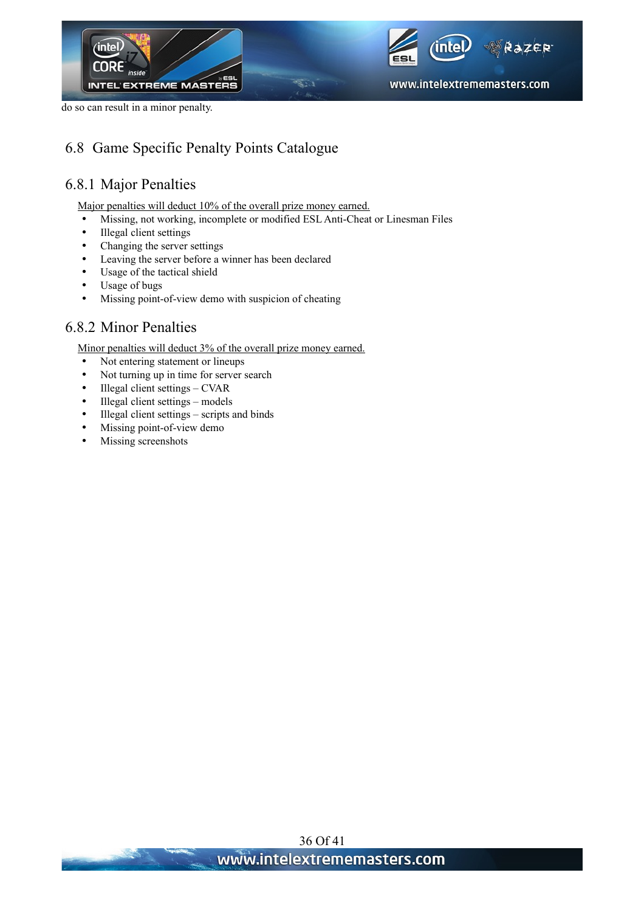do so can result in a minor penalty.

## 6.8 Game Specific Penalty Points Catalogue

### 6.8.1 Major Penalties

Major penalties will deduct 10% of the overall prize money earned.

- Missing, not working, incomplete or modified ESL Anti-Cheat or Linesman Files
- Illegal client settings
- Changing the server settings
- Leaving the server before a winner has been declared
- Usage of the tactical shield
- Usage of bugs
- Missing point-of-view demo with suspicion of cheating

### 6.8.2 Minor Penalties

Minor penalties will deduct 3% of the overall prize money earned.

- Not entering statement or lineups
- Not turning up in time for server search
- Illegal client settings – CVAR
- Illegal client settings – models
- Illegal client settings – scripts and binds
- Missing point-of-view demo
- Missing screenshots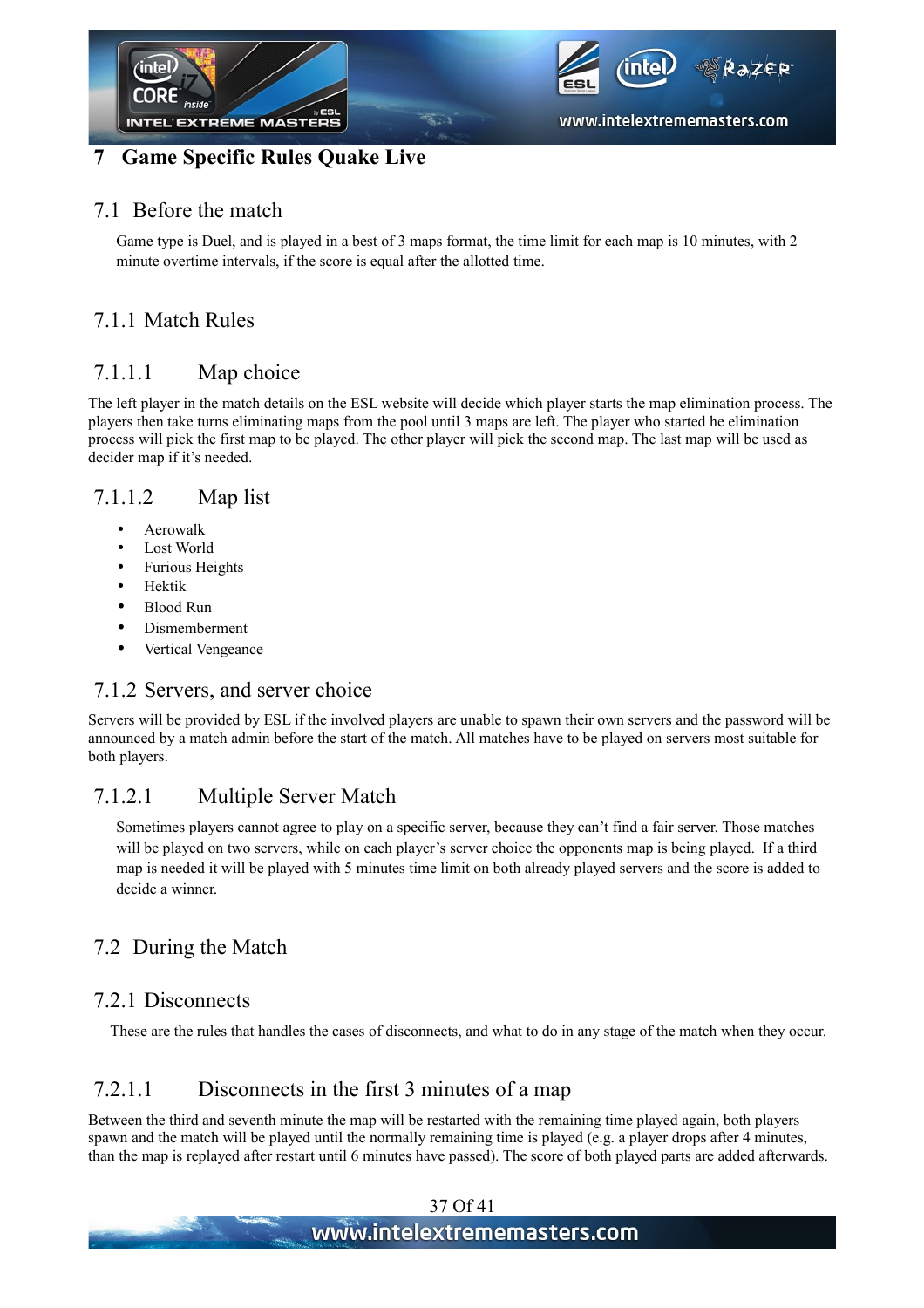# 7 Game Specific Rules Quake Live

## 7.1 Before the match

Game type is Duel, and is played in a best of 3 maps format, the time limit for each map is 10 minutes, with 2 minute overtime intervals, if the score is equal after the allotted time.

### 7.1.1 Match Rules

#### 7.1.1.1 Map choice

The left player in the match details on the ESL website will decide which player starts the map elimination process. The players then take turns eliminating maps from the pool until 3 maps are left. The player who started he elimination process will pick the first map to be played. The other player will pick the second map. The last map will be used as decider map if it's needed.

#### 7.1.1.2 Map list

- Aerowalk
- Lost World
- Furious Heights
- Hektik
- Blood Run
- Dismemberment
- Vertical Vengeance

### 7.1.2 Servers, and server choice

Servers will be provided by ESL if the involved players are unable to spawn their own servers and the password will be announced by a match admin before the start of the match. All matches have to be played on servers most suitable for both players.

#### 7.1.2.1 Multiple Server Match

Sometimes players cannot agree to play on a specific server, because they can't find a fair server. Those matches will be played on two servers, while on each player's server choice the opponents map is being played. If a third map is needed it will be played with 5 minutes time limit on both already played servers and the score is added to decide a winner.

## 7.2 During the Match

### 7.2.1 Disconnects

These are the rules that handles the cases of disconnects, and what to do in any stage of the match when they occur.

#### 7.2.1.1 Disconnects in the first 3 minutes of a map

Between the third and seventh minute the map will be restarted with the remaining time played again, both players spawn and the match will be played until the normally remaining time is played (e.g. a player drops after 4 minutes, than the map is replayed after restart until 6 minutes have passed). The score of both played parts are added afterwards.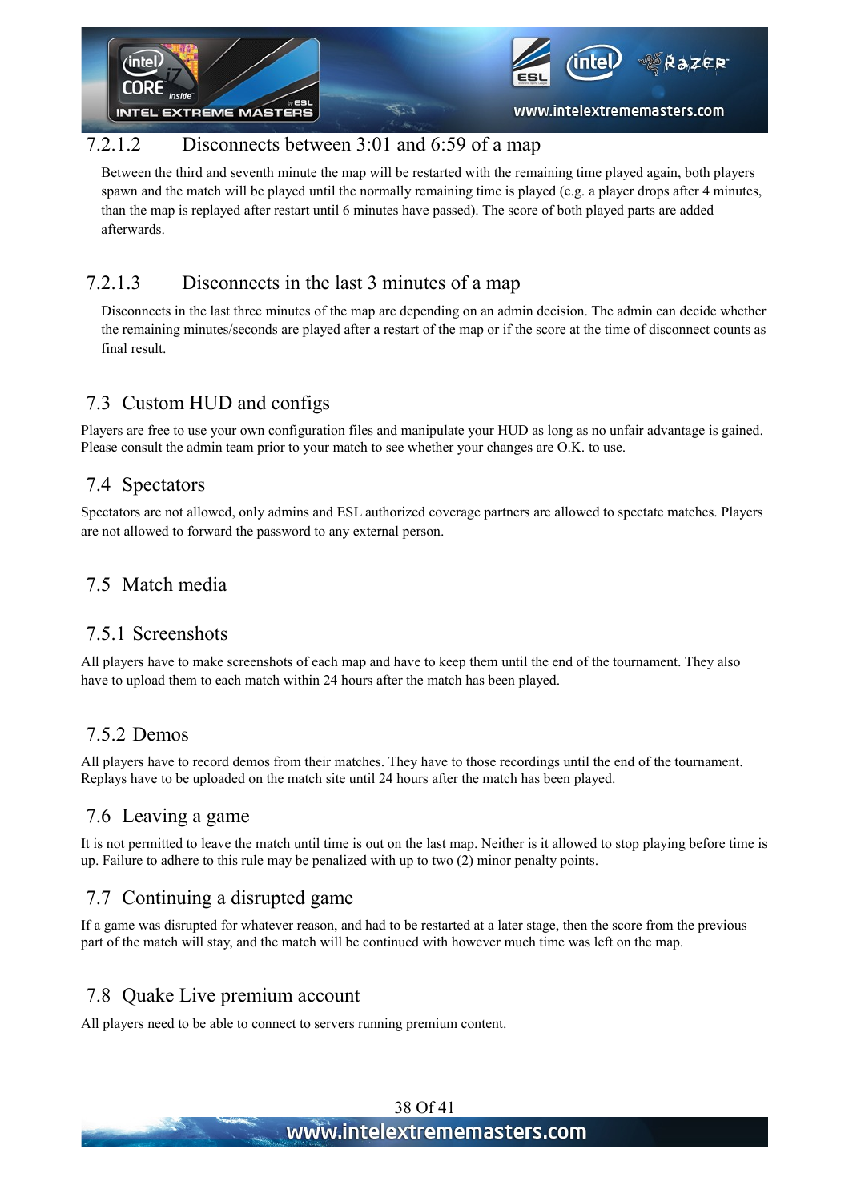#### 7.2.1.2 Disconnects between 3:01 and 6:59 of a map

Between the third and seventh minute the map will be restarted with the remaining time played again, both players spawn and the match will be played until the normally remaining time is played (e.g. a player drops after 4 minutes, than the map is replayed after restart until 6 minutes have passed). The score of both played parts are added afterwards.

#### 7.2.1.3 Disconnects in the last 3 minutes of a map

Disconnects in the last three minutes of the map are depending on an admin decision. The admin can decide whether the remaining minutes/seconds are played after a restart of the map or if the score at the time of disconnect counts as final result.

## 7.3 Custom HUD and configs

Players are free to use your own configuration files and manipulate your HUD as long as no unfair advantage is gained. Please consult the admin team prior to your match to see whether your changes are O.K. to use.

## 7.4 Spectators

Spectators are not allowed, only admins and ESL authorized coverage partners are allowed to spectate matches. Players are not allowed to forward the password to any external person.

## 7.5 Match media

### 7.5.1 Screenshots

All players have to make screenshots of each map and have to keep them until the end of the tournament. They also have to upload them to each match within 24 hours after the match has been played.

### 7.5.2 Demos

All players have to record demos from their matches. They have to those recordings until the end of the tournament. Replays have to be uploaded on the match site until 24 hours after the match has been played.

## 7.6 Leaving a game

It is not permitted to leave the match until time is out on the last map. Neither is it allowed to stop playing before time is up. Failure to adhere to this rule may be penalized with up to two (2) minor penalty points.

## 7.7 Continuing a disrupted game

If a game was disrupted for whatever reason, and had to be restarted at a later stage, then the score from the previous part of the match will stay, and the match will be continued with however much time was left on the map.

## 7.8 Quake Live premium account

All players need to be able to connect to servers running premium content.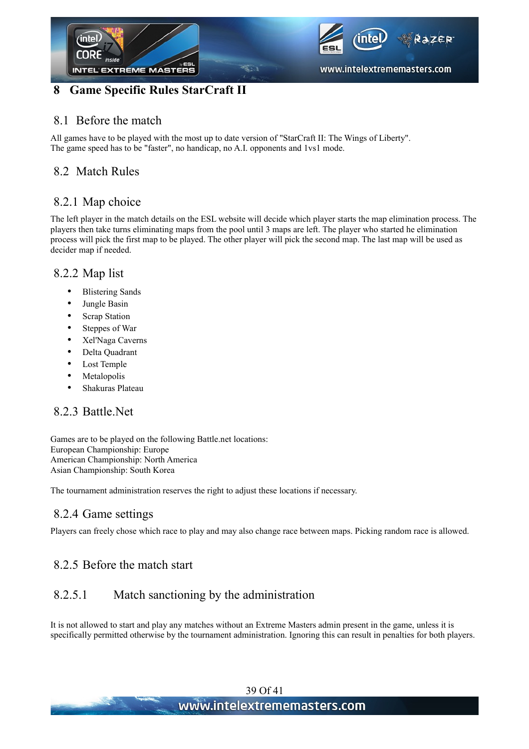# 8 Game Specific Rules StarCraft II

## 8.1 Before the match

All games have to be played with the most up to date version of "StarCraft II: The Wings of Liberty".
The game speed has to be "faster", no handicap, no A.I. opponents and 1vs1 mode.

## 8.2 Match Rules

### 8.2.1 Map choice

The left player in the match details on the ESL website will decide which player starts the map elimination process. The players then take turns eliminating maps from the pool until 3 maps are left. The player who started he elimination process will pick the first map to be played. The other player will pick the second map. The last map will be used as decider map if needed.

### 8.2.2 Map list

- Blistering Sands
- Jungle Basin
- Scrap Station
- Steppes of War
- Xel'Naga Caverns
- Delta Quadrant
- Lost Temple
- Metalopolis
- Shakuras Plateau

### 8.2.3 Battle.Net

Games are to be played on the following Battle.net locations:
European Championship: Europe
American Championship: North America
Asian Championship: South Korea

The tournament administration reserves the right to adjust these locations if necessary.

### 8.2.4 Game settings

Players can freely chose which race to play and may also change race between maps. Picking random race is allowed.

### 8.2.5 Before the match start

#### 8.2.5.1 Match sanctioning by the administration

It is not allowed to start and play any matches without an Extreme Masters admin present in the game, unless it is specifically permitted otherwise by the tournament administration. Ignoring this can result in penalties for both players.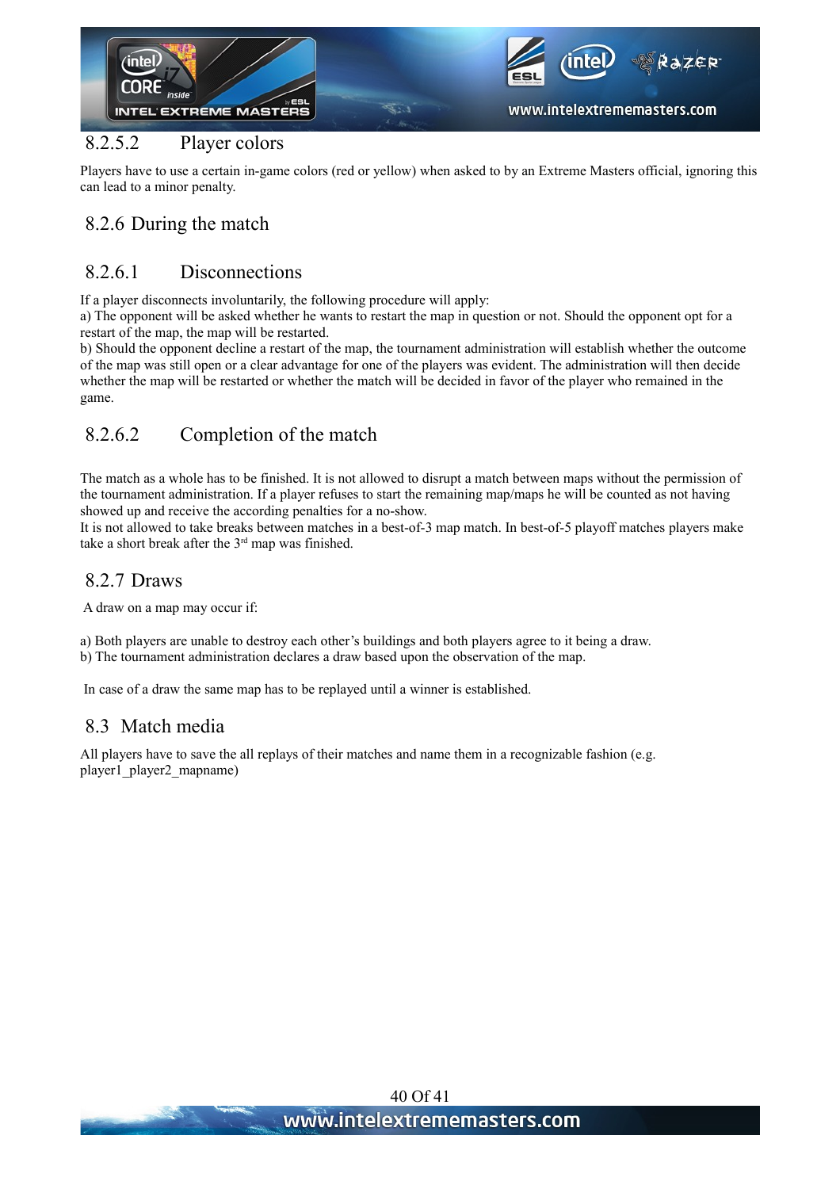#### 8.2.5.2 Player colors

Players have to use a certain in-game colors (red or yellow) when asked to by an Extreme Masters official, ignoring this can lead to a minor penalty.

### 8.2.6 During the match

#### 8.2.6.1 Disconnections

If a player disconnects involuntarily, the following procedure will apply:
a) The opponent will be asked whether he wants to restart the map in question or not. Should the opponent opt for a restart of the map, the map will be restarted.
b) Should the opponent decline a restart of the map, the tournament administration will establish whether the outcome of the map was still open or a clear advantage for one of the players was evident. The administration will then decide whether the map will be restarted or whether the match will be decided in favor of the player who remained in the game.

#### 8.2.6.2 Completion of the match

The match as a whole has to be finished. It is not allowed to disrupt a match between maps without the permission of the tournament administration. If a player refuses to start the remaining map/maps he will be counted as not having showed up and receive the according penalties for a no-show.
It is not allowed to take breaks between matches in a best-of-3 map match. In best-of-5 playoff matches players make take a short break after the 3rd map was finished.

### 8.2.7 Draws

A draw on a map may occur if:

a) Both players are unable to destroy each other's buildings and both players agree to it being a draw.
b) The tournament administration declares a draw based upon the observation of the map.

In case of a draw the same map has to be replayed until a winner is established.

## 8.3 Match media

All players have to save the all replays of their matches and name them in a recognizable fashion (e.g. player1_player2_mapname)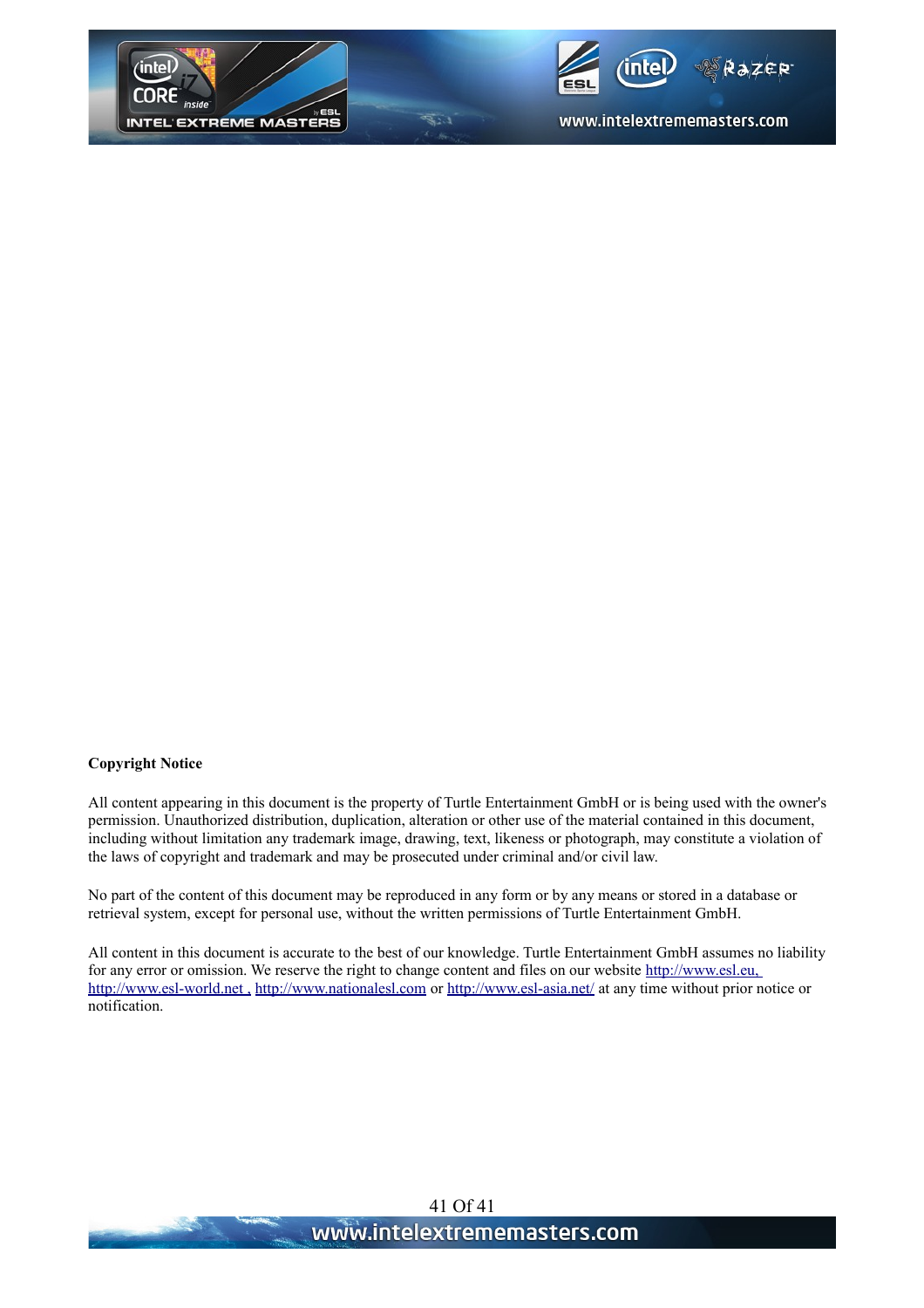**Copyright Notice**

All content appearing in this document is the property of Turtle Entertainment GmbH or is being used with the owner's permission. Unauthorized distribution, duplication, alteration or other use of the material contained in this document, including without limitation any trademark image, drawing, text, likeness or photograph, may constitute a violation of the laws of copyright and trademark and may be prosecuted under criminal and/or civil law.

No part of the content of this document may be reproduced in any form or by any means or stored in a database or retrieval system, except for personal use, without the written permissions of Turtle Entertainment GmbH.

All content in this document is accurate to the best of our knowledge. Turtle Entertainment GmbH assumes no liability for any error or omission. We reserve the right to change content and files on our website http://www.esl.eu, http://www.esl-world.net , http://www.nationalesl.com or http://www.esl-asia.net/ at any time without prior notice or notification.